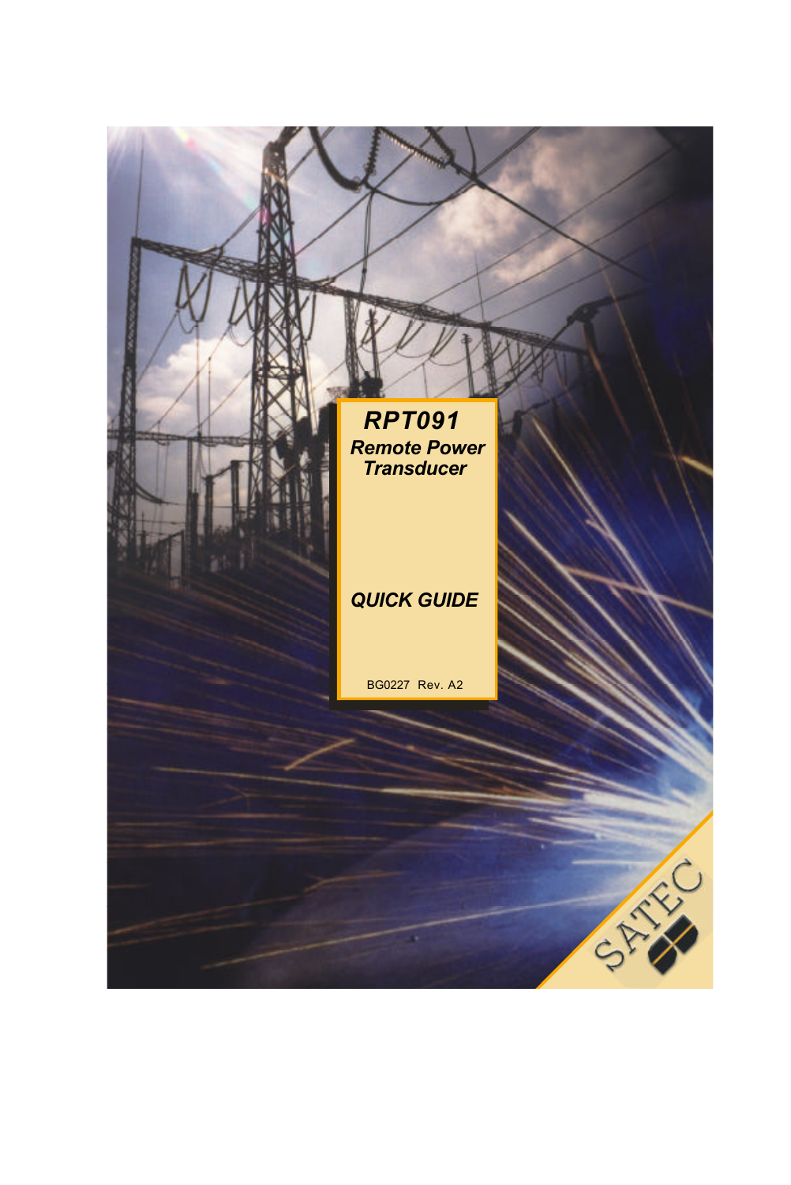# *RPT091*

## *Remote Power Transducer*

## *QUICK GUIDE*

BG0227 Rev. A2

SATEC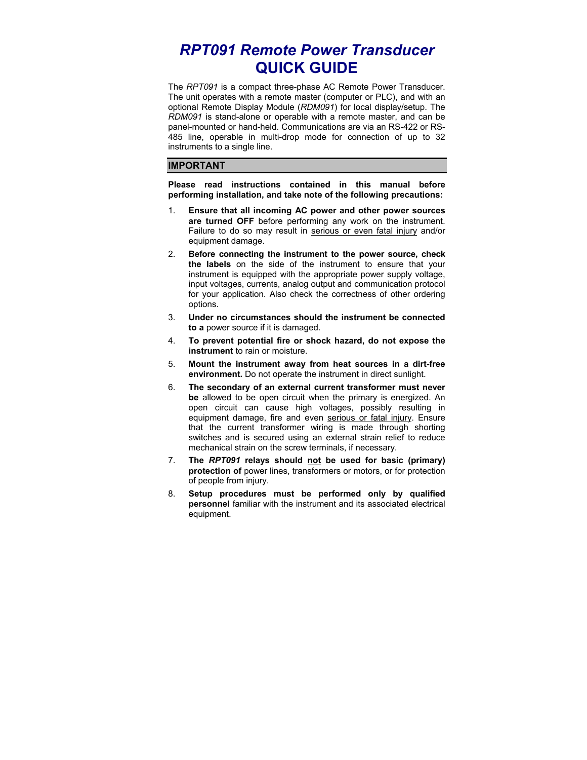# *RPT091 Remote Power Transducer*
# QUICK GUIDE

The *RPT091* is a compact three-phase AC Remote Power Transducer. The unit operates with a remote master (computer or PLC), and with an optional Remote Display Module (*RDM091*) for local display/setup. The *RDM091* is stand-alone or operable with a remote master, and can be panel-mounted or hand-held. Communications are via an RS-422 or RS-485 line, operable in multi-drop mode for connection of up to 32 instruments to a single line.

## IMPORTANT

**Please read instructions contained in this manual before performing installation, and take note of the following precautions:**

1. **Ensure that all incoming AC power and other power sources are turned OFF** before performing any work on the instrument. Failure to do so may result in <u>serious or even fatal injury</u> and/or equipment damage.
2. **Before connecting the instrument to the power source, check the labels** on the side of the instrument to ensure that your instrument is equipped with the appropriate power supply voltage, input voltages, currents, analog output and communication protocol for your application. Also check the correctness of other ordering options.
3. **Under no circumstances should the instrument be connected to a** power source if it is damaged.
4. **To prevent potential fire or shock hazard, do not expose the instrument** to rain or moisture.
5. **Mount the instrument away from heat sources in a dirt-free environment.** Do not operate the instrument in direct sunlight.
6. **The secondary of an external current transformer must never be** allowed to be open circuit when the primary is energized. An open circuit can cause high voltages, possibly resulting in equipment damage, fire and even <u>serious or fatal injury</u>. Ensure that the current transformer wiring is made through shorting switches and is secured using an external strain relief to reduce mechanical strain on the screw terminals, if necessary.
7. **The *RPT091* relays should <u>not</u> be used for basic (primary) protection of** power lines, transformers or motors, or for protection of people from injury.
8. **Setup procedures must be performed only by qualified personnel** familiar with the instrument and its associated electrical equipment.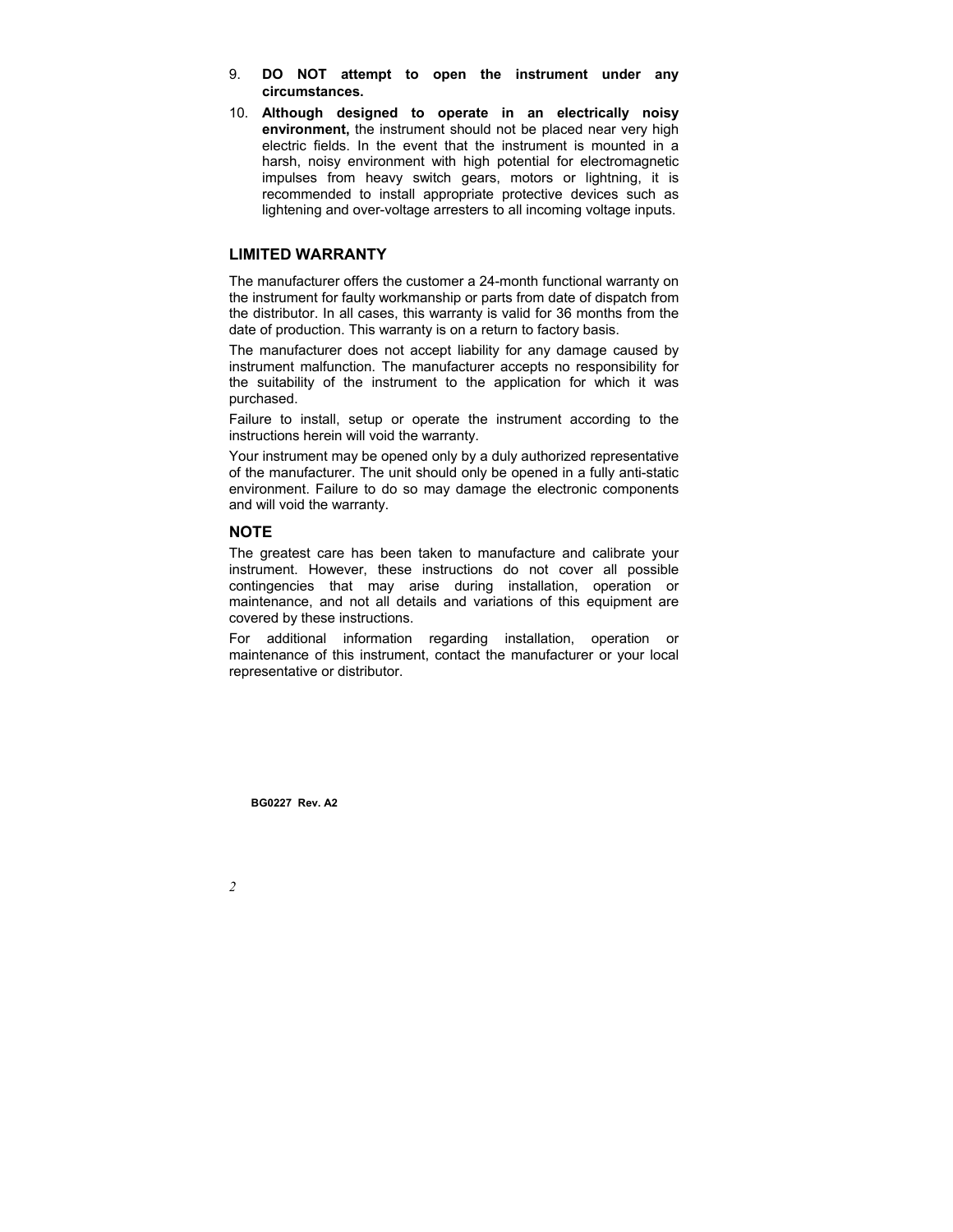9. **DO NOT attempt to open the instrument under any circumstances.**
10. **Although designed to operate in an electrically noisy environment,** the instrument should not be placed near very high electric fields. In the event that the instrument is mounted in a harsh, noisy environment with high potential for electromagnetic impulses from heavy switch gears, motors or lightning, it is recommended to install appropriate protective devices such as lightening and over-voltage arresters to all incoming voltage inputs.

## LIMITED WARRANTY

The manufacturer offers the customer a 24-month functional warranty on the instrument for faulty workmanship or parts from date of dispatch from the distributor. In all cases, this warranty is valid for 36 months from the date of production. This warranty is on a return to factory basis.

The manufacturer does not accept liability for any damage caused by instrument malfunction. The manufacturer accepts no responsibility for the suitability of the instrument to the application for which it was purchased.

Failure to install, setup or operate the instrument according to the instructions herein will void the warranty.

Your instrument may be opened only by a duly authorized representative of the manufacturer. The unit should only be opened in a fully anti-static environment. Failure to do so may damage the electronic components and will void the warranty.

## NOTE

The greatest care has been taken to manufacture and calibrate your instrument. However, these instructions do not cover all possible contingencies that may arise during installation, operation or maintenance, and not all details and variations of this equipment are covered by these instructions.

For additional information regarding installation, operation or maintenance of this instrument, contact the manufacturer or your local representative or distributor.

**BG0227 Rev. A2**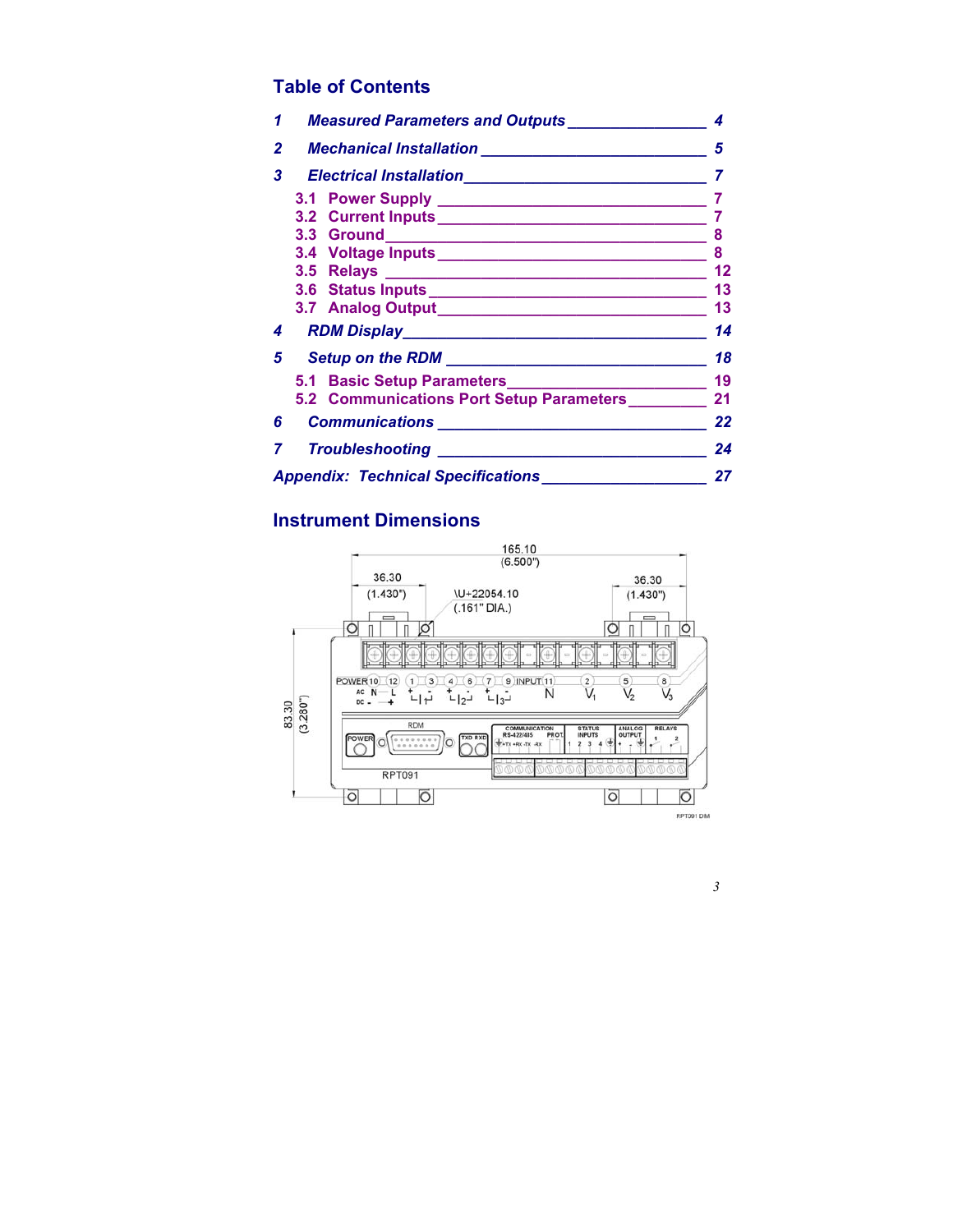## Table of Contents

| | | |
|---|---|---|
| *1* | ***Measured Parameters and Outputs*** | *4* |
| *2* | ***Mechanical Installation*** | *5* |
| *3* | ***Electrical Installation*** | *7* |
| 3.1 | **Power Supply** | 7 |
| 3.2 | **Current Inputs** | 7 |
| 3.3 | **Ground** | 8 |
| 3.4 | **Voltage Inputs** | 8 |
| 3.5 | **Relays** | 12 |
| 3.6 | **Status Inputs** | 13 |
| 3.7 | **Analog Output** | 13 |
| *4* | ***RDM Display*** | *14* |
| *5* | ***Setup on the RDM*** | *18* |
| 5.1 | **Basic Setup Parameters** | 19 |
| 5.2 | **Communications Port Setup Parameters** | 21 |
| *6* | ***Communications*** | *22* |
| *7* | ***Troubleshooting*** | *24* |
| | ***Appendix: Technical Specifications*** | *27* |

## Instrument Dimensions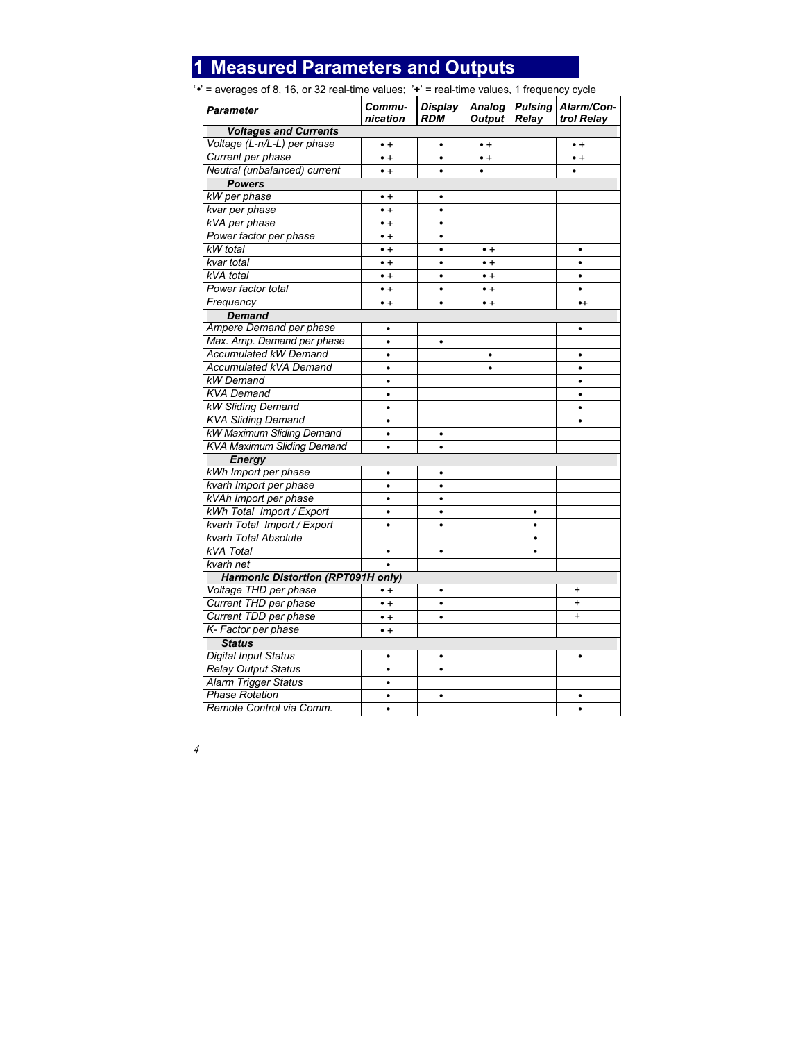# 1 Measured Parameters and Outputs

'•' = averages of 8, 16, or 32 real-time values; '+' = real-time values, 1 frequency cycle

| Parameter | Commu-nication | Display RDM | Analog Output | Pulsing Relay | Alarm/Con-trol Relay |
|---|---|---|---|---|---|
| **Voltages and Currents** | | | | | |
| Voltage (L-n/L-L) per phase | • + | • | • + | | • + |
| Current per phase | • + | • | • + | | • + |
| Neutral (unbalanced) current | • + | • | • | | • |
| **Powers** | | | | | |
| kW per phase | • + | • | | | |
| kvar per phase | • + | • | | | |
| kVA per phase | • + | • | | | |
| Power factor per phase | • + | • | | | |
| kW total | • + | • | • + | | • |
| kvar total | • + | • | • + | | • |
| kVA total | • + | • | • + | | • |
| Power factor total | • + | • | • + | | • |
| Frequency | • + | • | • + | | •+ |
| **Demand** | | | | | |
| Ampere Demand per phase | • | | | | • |
| Max. Amp. Demand per phase | • | • | | | |
| Accumulated kW Demand | • | | • | | • |
| Accumulated kVA Demand | • | | • | | • |
| kW Demand | • | | | | • |
| KVA Demand | • | | | | • |
| kW Sliding Demand | • | | | | • |
| KVA Sliding Demand | • | | | | • |
| kW Maximum Sliding Demand | • | • | | | |
| KVA Maximum Sliding Demand | • | • | | | |
| **Energy** | | | | | |
| kWh Import per phase | • | • | | | |
| kvarh Import per phase | • | • | | | |
| kVAh Import per phase | • | • | | | |
| kWh Total Import / Export | • | • | | • | |
| kvarh Total Import / Export | • | • | | • | |
| kvarh Total Absolute | | | | • | |
| kVA Total | • | • | | • | |
| kvarh net | • | | | | |
| **Harmonic Distortion (RPT091H only)** | | | | | |
| Voltage THD per phase | • + | • | | | + |
| Current THD per phase | • + | • | | | + |
| Current TDD per phase | • + | • | | | + |
| K- Factor per phase | • + | | | | |
| **Status** | | | | | |
| Digital Input Status | • | • | | | • |
| Relay Output Status | • | • | | | |
| Alarm Trigger Status | • | | | | |
| Phase Rotation | • | • | | | • |
| Remote Control via Comm. | • | | | | • |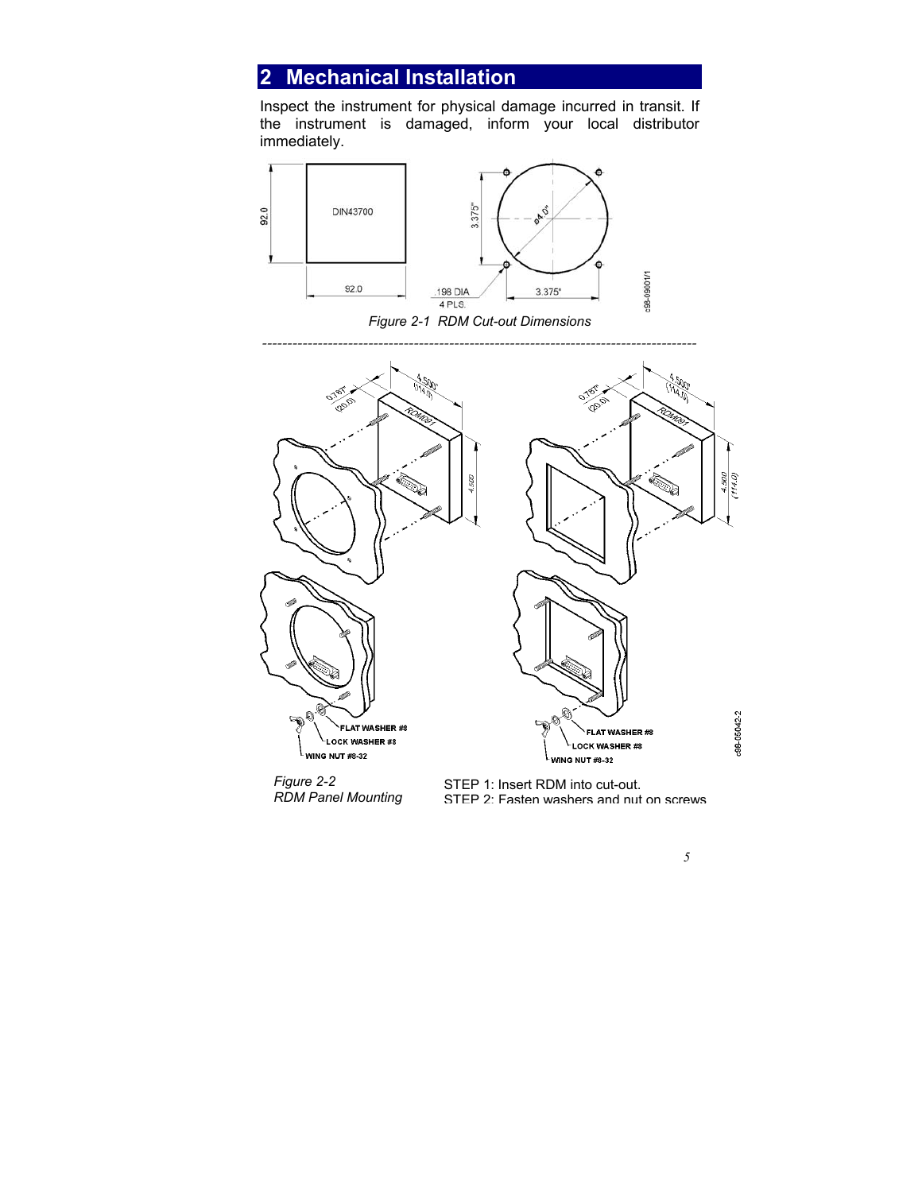# 2 Mechanical Installation

Inspect the instrument for physical damage incurred in transit. If the instrument is damaged, inform your local distributor immediately.

*Figure 2-1 RDM Cut-out Dimensions*

*Figure 2-2 RDM Panel Mounting*

STEP 1: Insert RDM into cut-out.
STEP 2: Fasten washers and nut on screws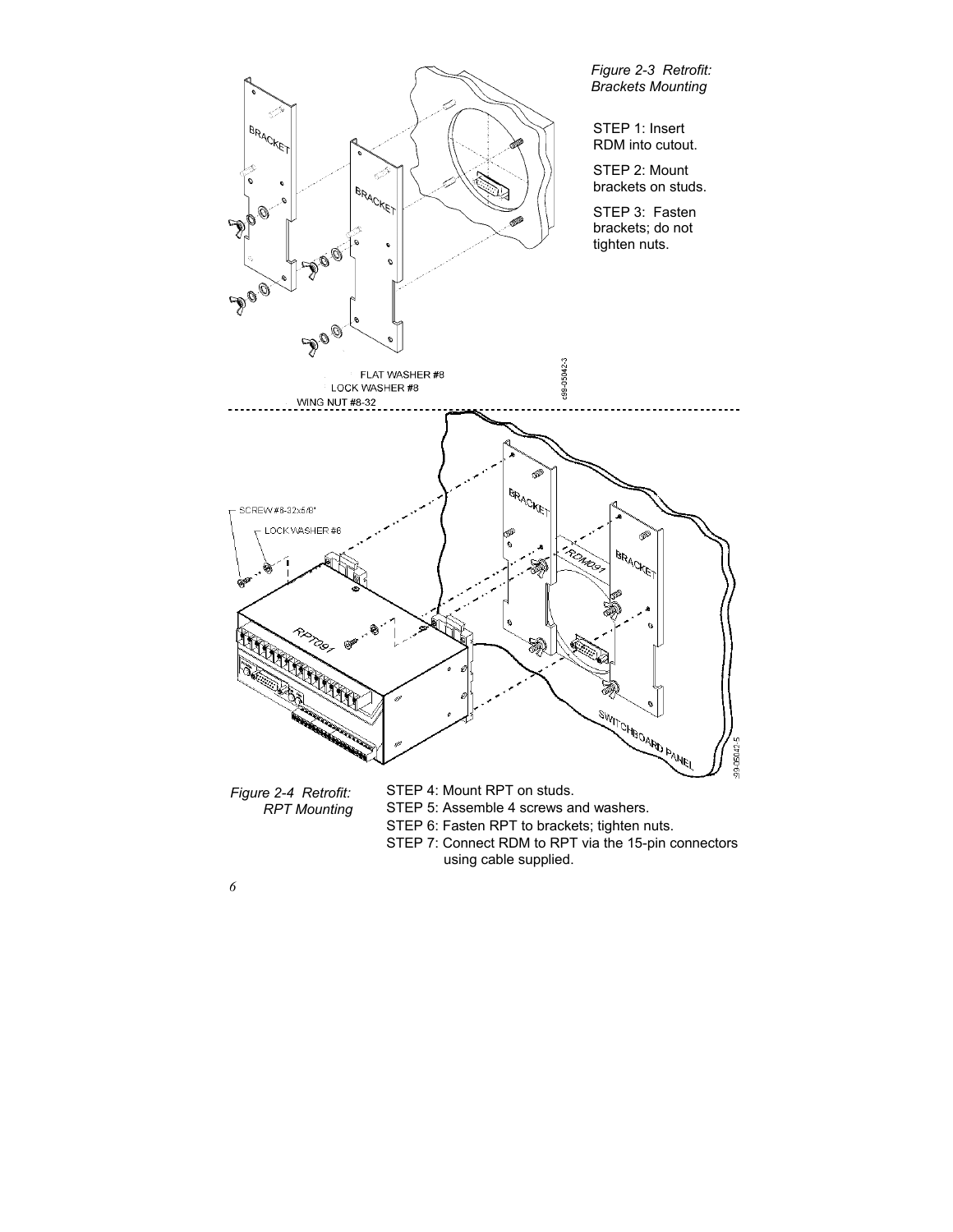*Figure 2-3 Retrofit: Brackets Mounting*

STEP 1: Insert RDM into cutout.

STEP 2: Mount brackets on studs.

STEP 3: Fasten brackets; do not tighten nuts.

FLAT WASHER #8
LOCK WASHER #8
WING NUT #8-32

*Figure 2-4 Retrofit: RPT Mounting*

STEP 4: Mount RPT on studs.
STEP 5: Assemble 4 screws and washers.
STEP 6: Fasten RPT to brackets; tighten nuts.
STEP 7: Connect RDM to RPT via the 15-pin connectors using cable supplied.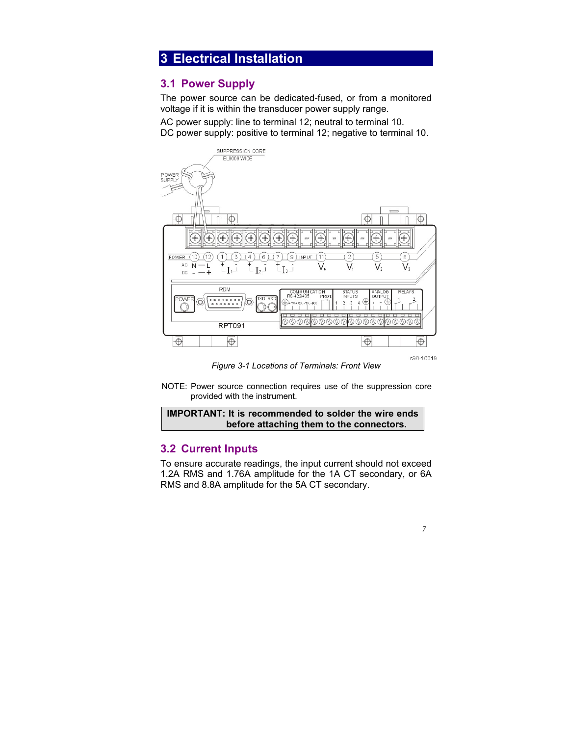# 3 Electrical Installation

## 3.1 Power Supply

The power source can be dedicated-fused, or from a monitored voltage if it is within the transducer power supply range.

AC power supply: line to terminal 12; neutral to terminal 10.
DC power supply: positive to terminal 12; negative to terminal 10.

*Figure 3-1 Locations of Terminals: Front View*

NOTE: Power source connection requires use of the suppression core provided with the instrument.

**IMPORTANT: It is recommended to solder the wire ends before attaching them to the connectors.**

## 3.2 Current Inputs

To ensure accurate readings, the input current should not exceed 1.2A RMS and 1.76A amplitude for the 1A CT secondary, or 6A RMS and 8.8A amplitude for the 5A CT secondary.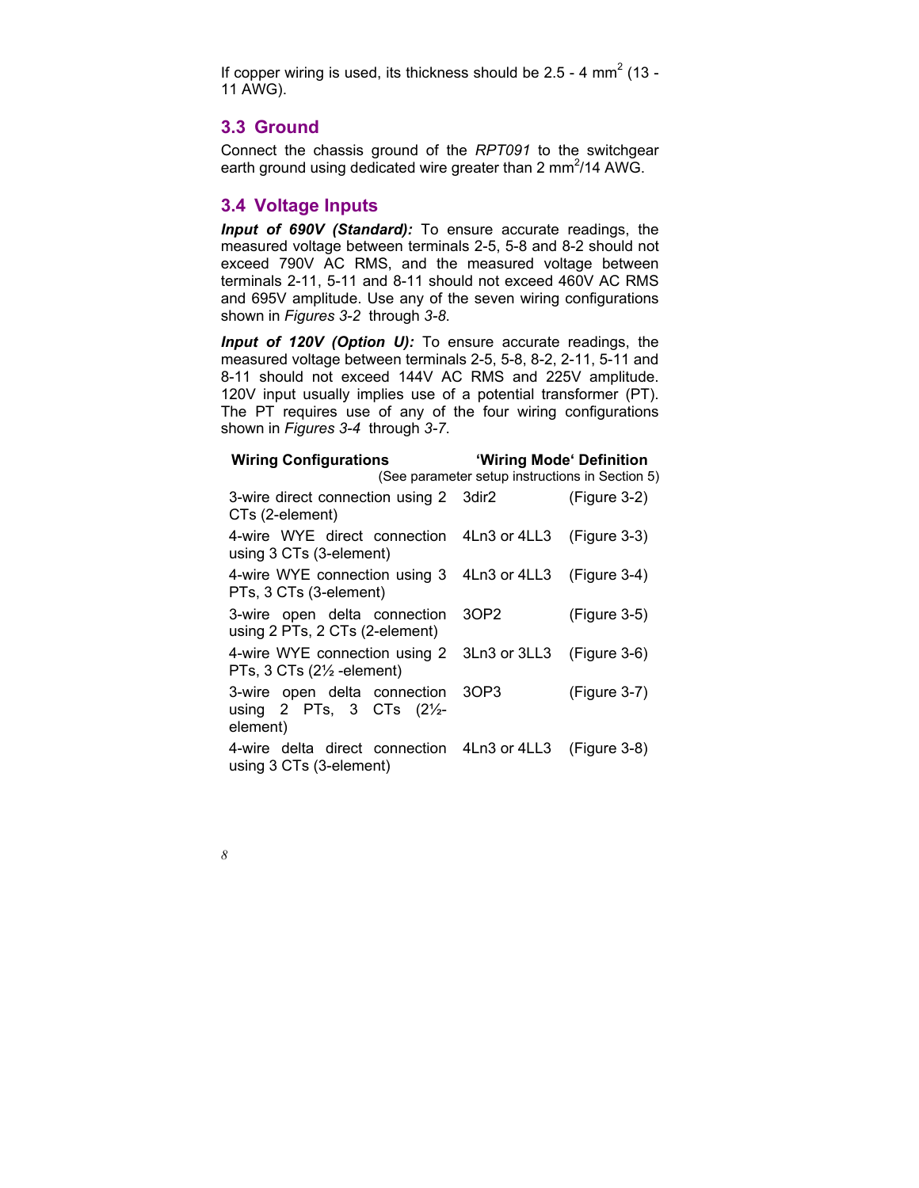If copper wiring is used, its thickness should be 2.5 - 4 $mm^2$ (13 - 11 AWG).

## 3.3 Ground

Connect the chassis ground of the *RPT091* to the switchgear earth ground using dedicated wire greater than 2 $mm^2$/14 AWG.

## 3.4 Voltage Inputs

***Input of 690V (Standard):*** To ensure accurate readings, the measured voltage between terminals 2-5, 5-8 and 8-2 should not exceed 790V AC RMS, and the measured voltage between terminals 2-11, 5-11 and 8-11 should not exceed 460V AC RMS and 695V amplitude. Use any of the seven wiring configurations shown in *Figures 3-2* through *3-8*.

***Input of 120V (Option U):*** To ensure accurate readings, the measured voltage between terminals 2-5, 5-8, 8-2, 2-11, 5-11 and 8-11 should not exceed 144V AC RMS and 225V amplitude. 120V input usually implies use of a potential transformer (PT). The PT requires use of any of the four wiring configurations shown in *Figures 3-4* through *3-7*.

| **Wiring Configurations** | **'Wiring Mode' Definition** (See parameter setup instructions in Section 5) | |
|---|---|---|
| 3-wire direct connection using 2 CTs (2-element) | 3dir2 | (Figure 3-2) |
| 4-wire WYE direct connection using 3 CTs (3-element) | 4Ln3 or 4LL3 | (Figure 3-3) |
| 4-wire WYE connection using 3 PTs, 3 CTs (3-element) | 4Ln3 or 4LL3 | (Figure 3-4) |
| 3-wire open delta connection using 2 PTs, 2 CTs (2-element) | 3OP2 | (Figure 3-5) |
| 4-wire WYE connection using 2 PTs, 3 CTs (2½ -element) | 3Ln3 or 3LL3 | (Figure 3-6) |
| 3-wire open delta connection using 2 PTs, 3 CTs (2½-element) | 3OP3 | (Figure 3-7) |
| 4-wire delta direct connection using 3 CTs (3-element) | 4Ln3 or 4LL3 | (Figure 3-8) |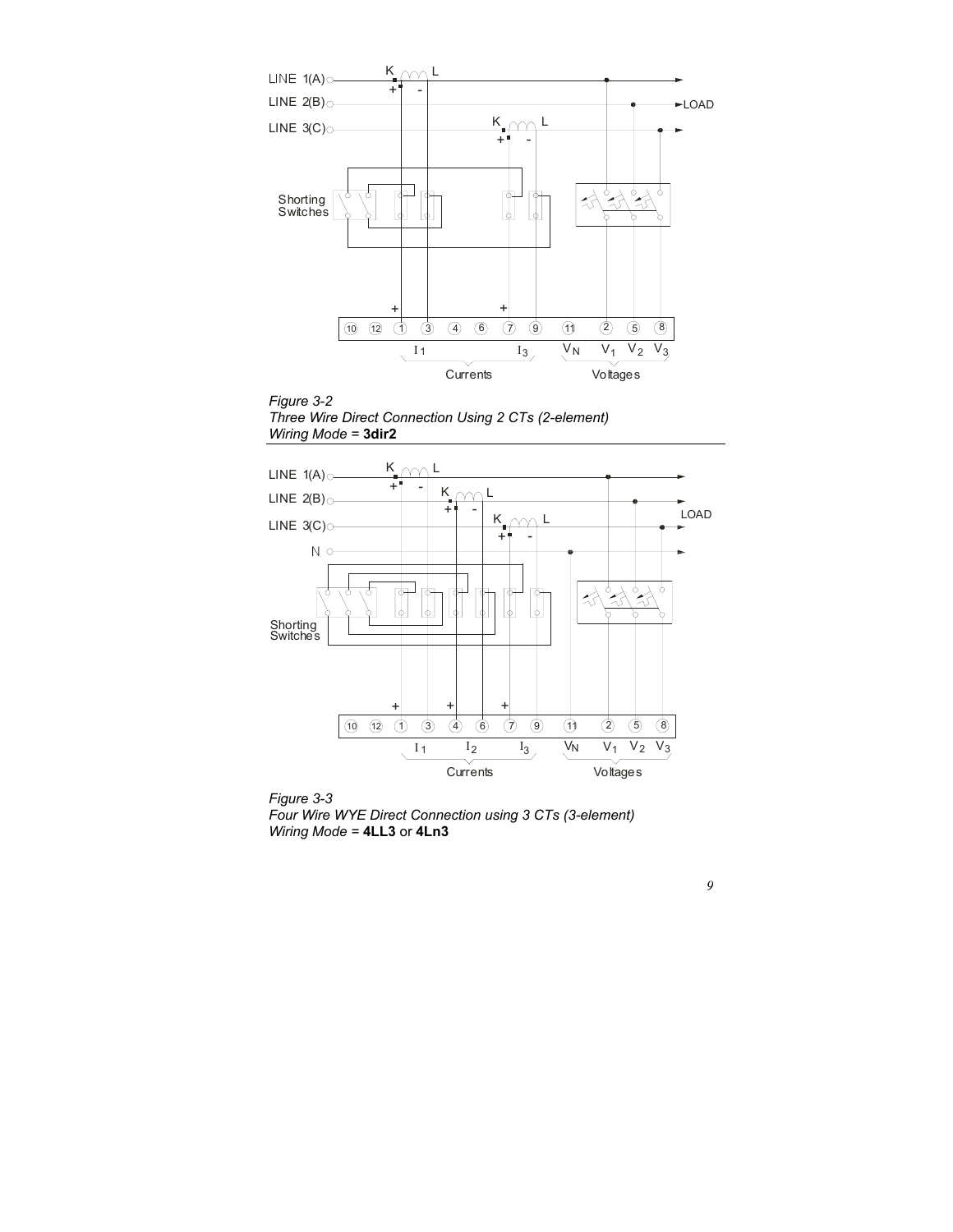*Figure 3-2*
*Three Wire Direct Connection Using 2 CTs (2-element)*
*Wiring Mode =* **3dir2**

*Figure 3-3*
*Four Wire WYE Direct Connection using 3 CTs (3-element)*
*Wiring Mode =* **4LL3** or **4Ln3**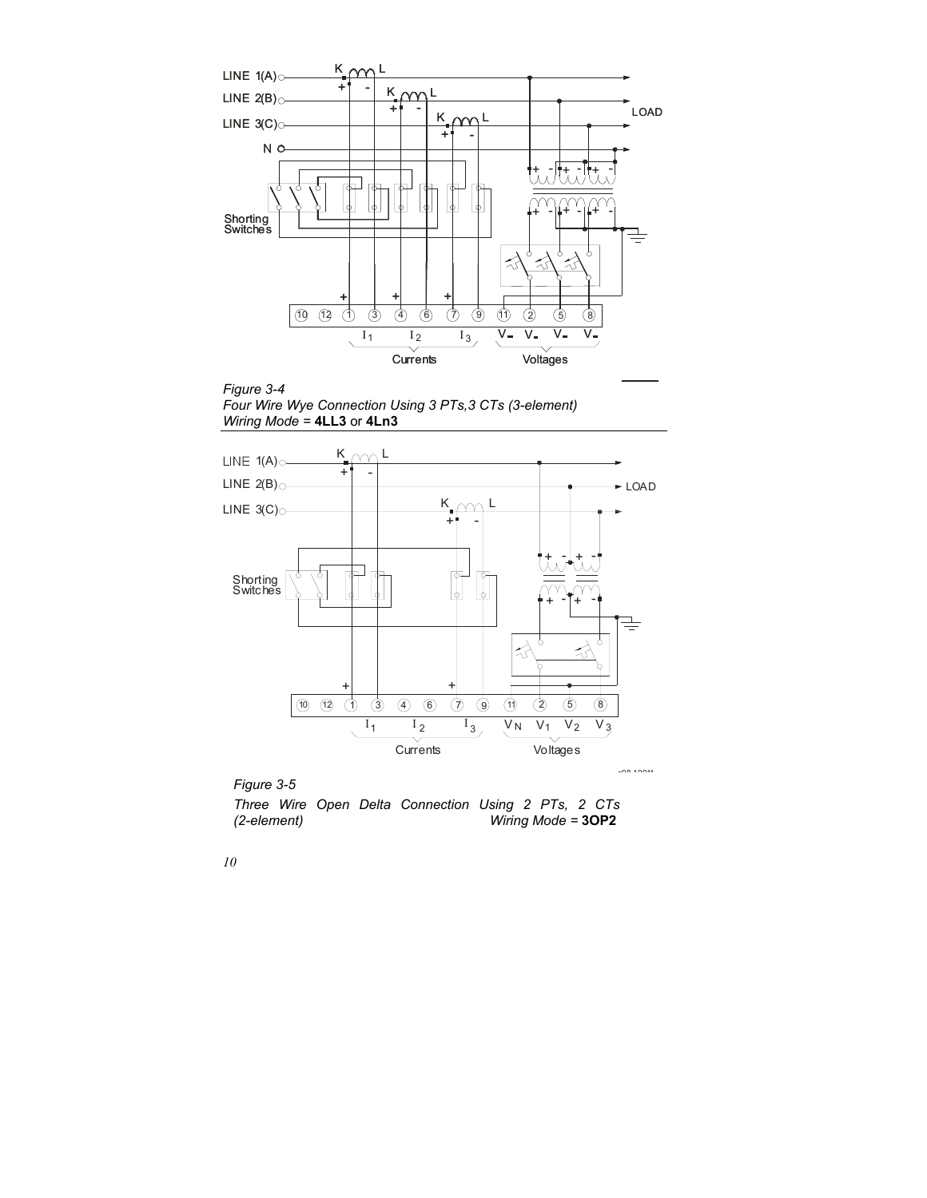*Figure 3-4*
*Four Wire Wye Connection Using 3 PTs,3 CTs (3-element)*
*Wiring Mode =* **4LL3** or **4Ln3**

*Figure 3-5*
*Three Wire Open Delta Connection Using 2 PTs, 2 CTs (2-element)* *Wiring Mode =* **3OP2**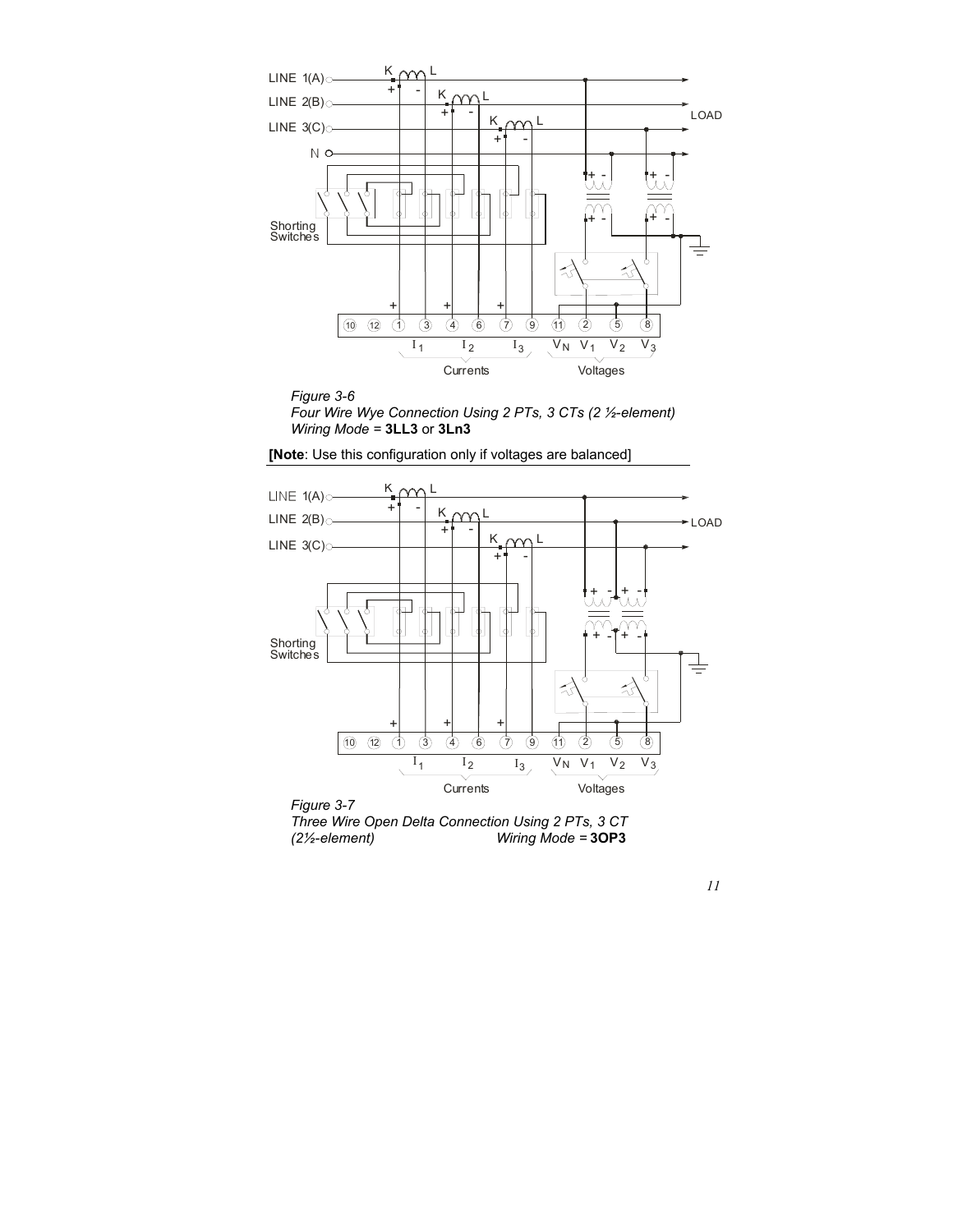*Figure 3-6*
*Four Wire Wye Connection Using 2 PTs, 3 CTs (2 ½-element)*
*Wiring Mode =* **3LL3** or **3Ln3**

**[Note**: Use this configuration only if voltages are balanced]

*Figure 3-7*
*Three Wire Open Delta Connection Using 2 PTs, 3 CT (2½-element)* *Wiring Mode =* **3OP3**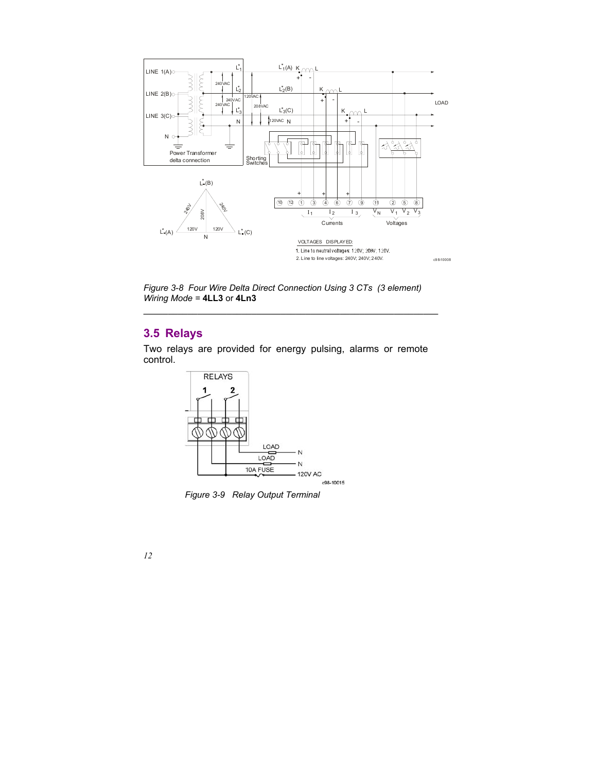*Figure 3-8  Four Wire Delta Direct Connection Using 3 CTs  (3 element) Wiring Mode =* **4LL3** or **4Ln3**

---

## 3.5 Relays

Two relays are provided for energy pulsing, alarms or remote control.

*Figure 3-9   Relay Output Terminal*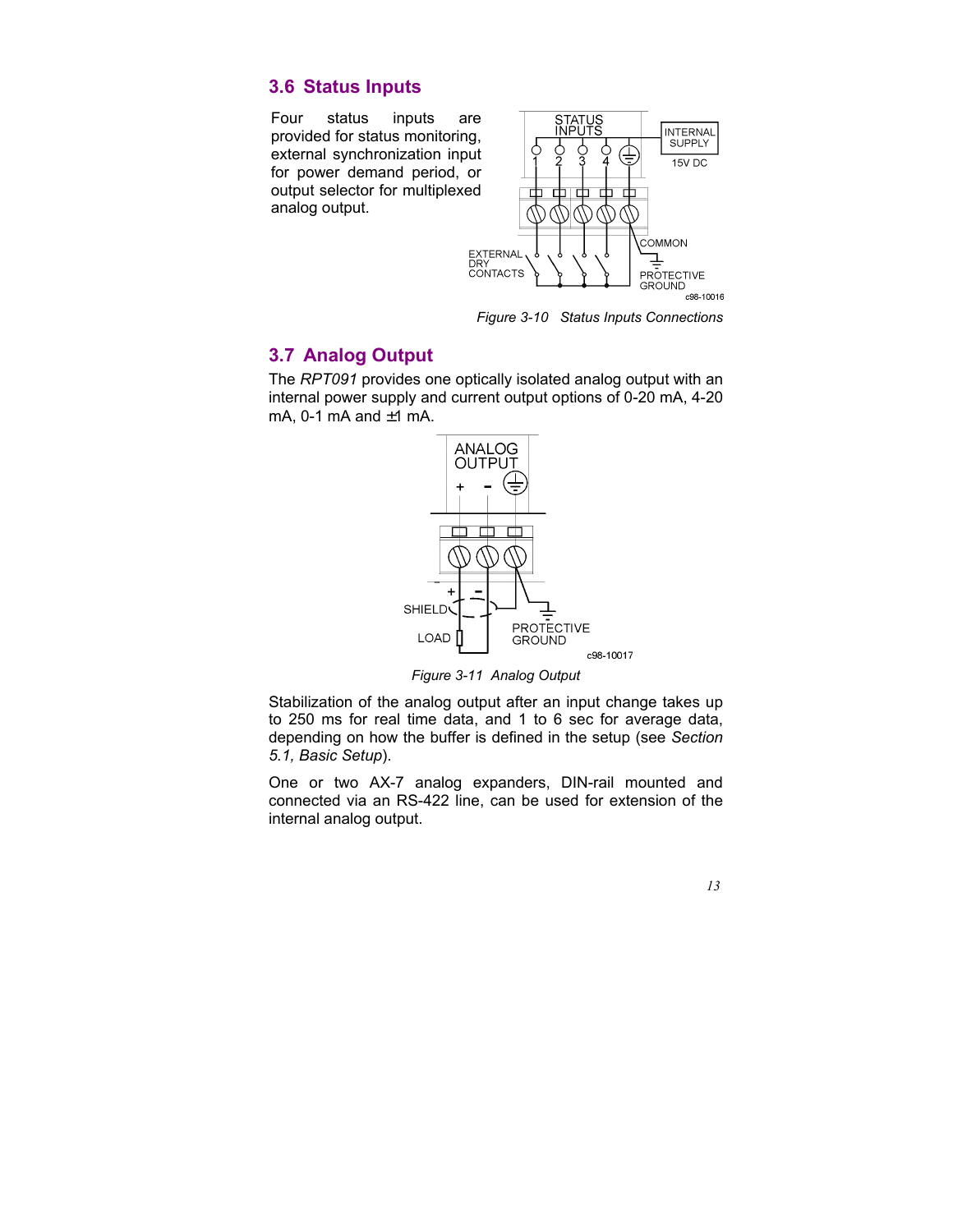## 3.6 Status Inputs

Four status inputs are provided for status monitoring, external synchronization input for power demand period, or output selector for multiplexed analog output.

Figure 3-10 Status Inputs Connections

## 3.7 Analog Output

The *RPT091* provides one optically isolated analog output with an internal power supply and current output options of 0-20 mA, 4-20 mA, 0-1 mA and ±1 mA.

Figure 3-11 Analog Output

Stabilization of the analog output after an input change takes up to 250 ms for real time data, and 1 to 6 sec for average data, depending on how the buffer is defined in the setup (see *Section 5.1, Basic Setup*).

One or two AX-7 analog expanders, DIN-rail mounted and connected via an RS-422 line, can be used for extension of the internal analog output.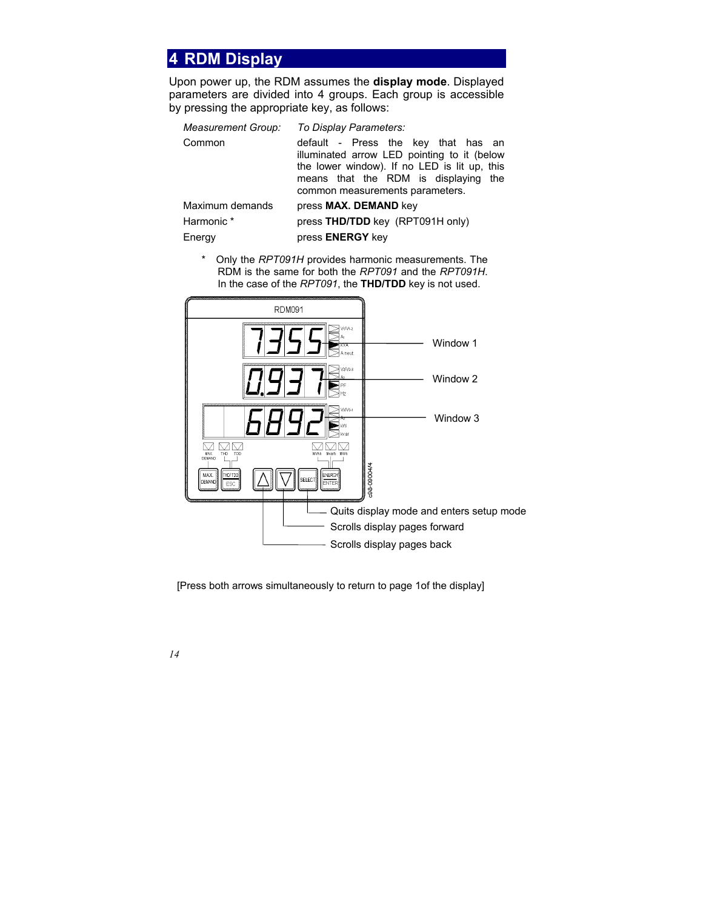# 4 RDM Display

Upon power up, the RDM assumes the **display mode**. Displayed parameters are divided into 4 groups. Each group is accessible by pressing the appropriate key, as follows:

| *Measurement Group:* | *To Display Parameters:* |
|---|---|
| Common | default - Press the key that has an illuminated arrow LED pointing to it (below the lower window). If no LED is lit up, this means that the RDM is displaying the common measurements parameters. |
| Maximum demands | press **MAX. DEMAND** key |
| Harmonic * | press **THD/TDD** key (RPT091H only) |
| Energy | press **ENERGY** key |

\* Only the *RPT091H* provides harmonic measurements. The RDM is the same for both the *RPT091* and the *RPT091H*. In the case of the *RPT091*, the **THD/TDD** key is not used.

Window 1

Window 2

Window 3

Quits display mode and enters setup mode

Scrolls display pages forward

Scrolls display pages back

[Press both arrows simultaneously to return to page 1of the display]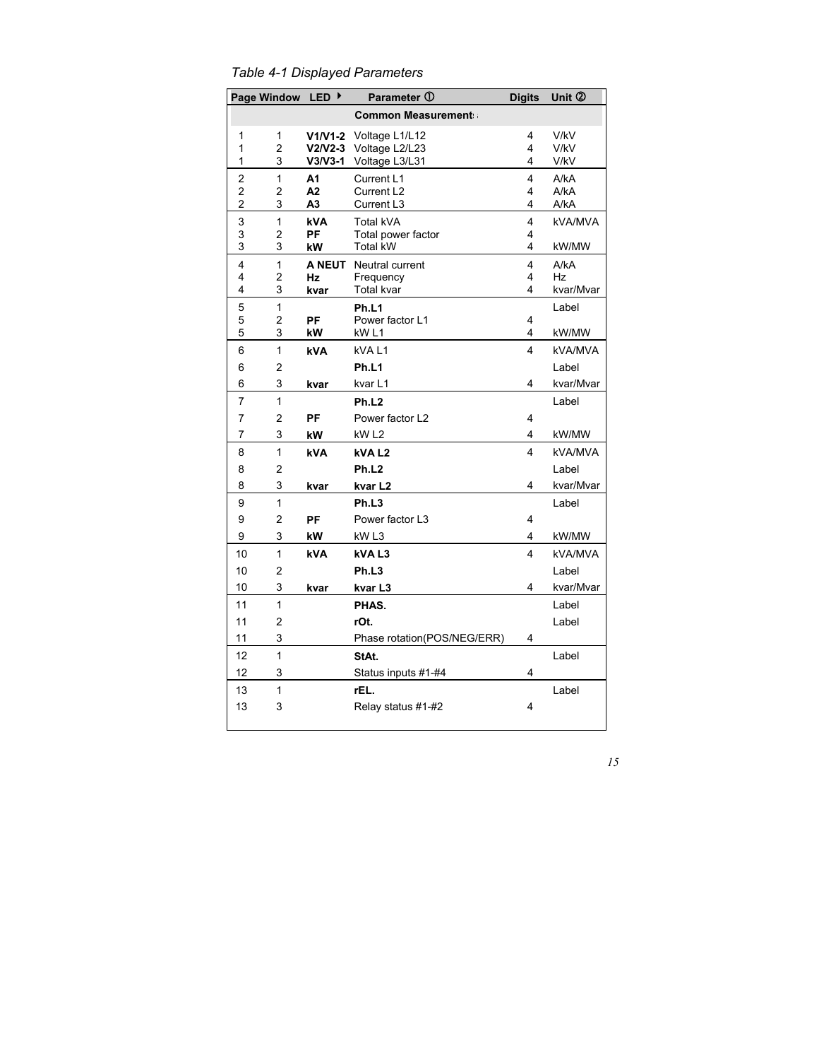*Table 4-1 Displayed Parameters*

| Page | Window | LED ▸ | Parameter ① | Digits | Unit ② |
|---|---|---|---|---|---|
| | | | **Common Measurements** | | |
| 1 | 1 | **V1/V1-2** | Voltage L1/L12 | 4 | V/kV |
| 1 | 2 | **V2/V2-3** | Voltage L2/L23 | 4 | V/kV |
| 1 | 3 | **V3/V3-1** | Voltage L3/L31 | 4 | V/kV |
| 2 | 1 | **A1** | Current L1 | 4 | A/kA |
| 2 | 2 | **A2** | Current L2 | 4 | A/kA |
| 2 | 3 | **A3** | Current L3 | 4 | A/kA |
| 3 | 1 | **kVA** | Total kVA | 4 | kVA/MVA |
| 3 | 2 | **PF** | Total power factor | 4 | |
| 3 | 3 | **kW** | Total kW | 4 | kW/MW |
| 4 | 1 | **A NEUT** | Neutral current | 4 | A/kA |
| 4 | 2 | **Hz** | Frequency | 4 | Hz |
| 4 | 3 | **kvar** | Total kvar | 4 | kvar/Mvar |
| 5 | 1 | | **Ph.L1** | | Label |
| 5 | 2 | **PF** | Power factor L1 | 4 | |
| 5 | 3 | **kW** | kW L1 | 4 | kW/MW |
| 6 | 1 | **kVA** | kVA L1 | 4 | kVA/MVA |
| 6 | 2 | | **Ph.L1** | | Label |
| 6 | 3 | **kvar** | kvar L1 | 4 | kvar/Mvar |
| 7 | 1 | | **Ph.L2** | | Label |
| 7 | 2 | **PF** | Power factor L2 | 4 | |
| 7 | 3 | **kW** | kW L2 | 4 | kW/MW |
| 8 | 1 | **kVA** | **kVA L2** | 4 | kVA/MVA |
| 8 | 2 | | **Ph.L2** | | Label |
| 8 | 3 | **kvar** | **kvar L2** | 4 | kvar/Mvar |
| 9 | 1 | | **Ph.L3** | | Label |
| 9 | 2 | **PF** | Power factor L3 | 4 | |
| 9 | 3 | **kW** | kW L3 | 4 | kW/MW |
| 10 | 1 | **kVA** | **kVA L3** | 4 | kVA/MVA |
| 10 | 2 | | **Ph.L3** | | Label |
| 10 | 3 | **kvar** | **kvar L3** | 4 | kvar/Mvar |
| 11 | 1 | | **PHAS.** | | Label |
| 11 | 2 | | **rOt.** | | Label |
| 11 | 3 | | Phase rotation(POS/NEG/ERR) | 4 | |
| 12 | 1 | | **StAt.** | | Label |
| 12 | 3 | | Status inputs #1-#4 | 4 | |
| 13 | 1 | | **rEL.** | | Label |
| 13 | 3 | | Relay status #1-#2 | 4 | |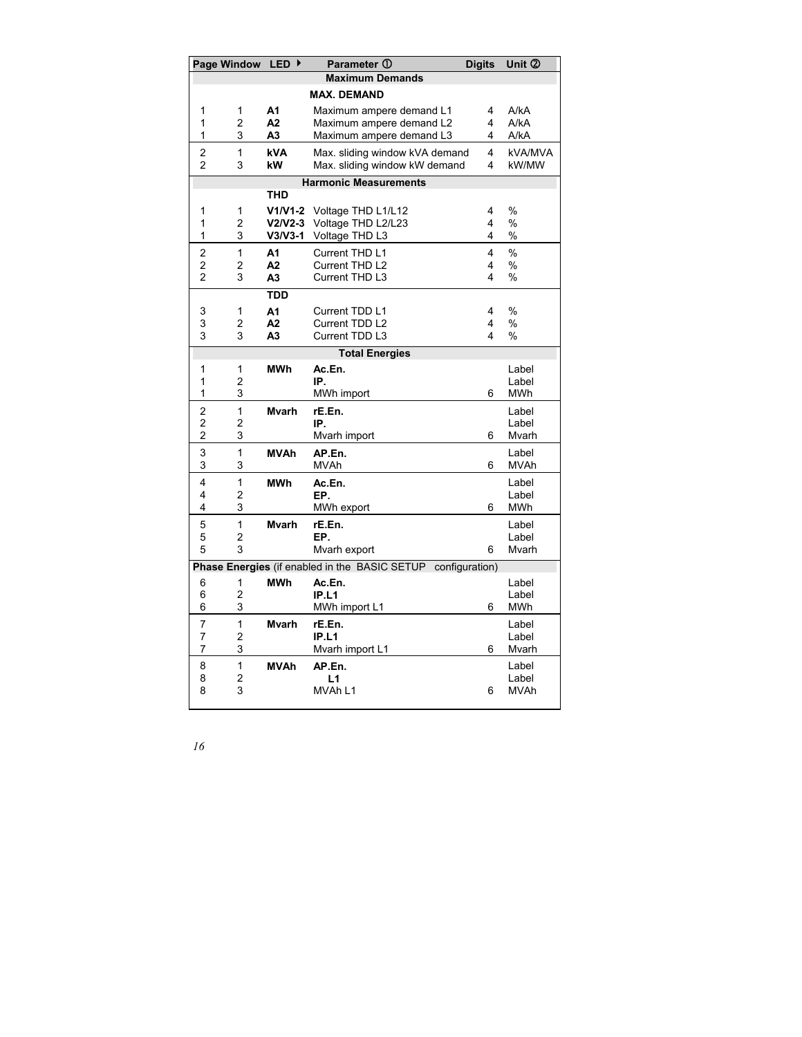| Page | Window | LED ▶ | Parameter ① | Digits | Unit ② |
|---|---|---|---|---|---|
| **Maximum Demands** | | | | | |
| | | | **MAX. DEMAND** | | |
| 1 | 1 | **A1** | Maximum ampere demand L1 | 4 | A/kA |
| 1 | 2 | **A2** | Maximum ampere demand L2 | 4 | A/kA |
| 1 | 3 | **A3** | Maximum ampere demand L3 | 4 | A/kA |
| 2 | 1 | **kVA** | Max. sliding window kVA demand | 4 | kVA/MVA |
| 2 | 3 | **kW** | Max. sliding window kW demand | 4 | kW/MW |
| **Harmonic Measurements** | | | | | |
| | | **THD** | | | |
| 1 | 1 | **V1/V1-2** | Voltage THD L1/L12 | 4 | % |
| 1 | 2 | **V2/V2-3** | Voltage THD L2/L23 | 4 | % |
| 1 | 3 | **V3/V3-1** | Voltage THD L3 | 4 | % |
| 2 | 1 | **A1** | Current THD L1 | 4 | % |
| 2 | 2 | **A2** | Current THD L2 | 4 | % |
| 2 | 3 | **A3** | Current THD L3 | 4 | % |
| | | **TDD** | | | |
| 3 | 1 | **A1** | Current TDD L1 | 4 | % |
| 3 | 2 | **A2** | Current TDD L2 | 4 | % |
| 3 | 3 | **A3** | Current TDD L3 | 4 | % |
| **Total Energies** | | | | | |
| 1 | 1 | **MWh** | **Ac.En.** | | Label |
| 1 | 2 | | **IP.** | | Label |
| 1 | 3 | | MWh import | 6 | MWh |
| 2 | 1 | **Mvarh** | **rE.En.** | | Label |
| 2 | 2 | | **IP.** | | Label |
| 2 | 3 | | Mvarh import | 6 | Mvarh |
| 3 | 1 | **MVAh** | **AP.En.** | | Label |
| 3 | 3 | | MVAh | 6 | MVAh |
| 4 | 1 | **MWh** | **Ac.En.** | | Label |
| 4 | 2 | | **EP.** | | Label |
| 4 | 3 | | MWh export | 6 | MWh |
| 5 | 1 | **Mvarh** | **rE.En.** | | Label |
| 5 | 2 | | **EP.** | | Label |
| 5 | 3 | | Mvarh export | 6 | Mvarh |
| **Phase Energies** (if enabled in the BASIC SETUP configuration) | | | | | |
| 6 | 1 | **MWh** | **Ac.En.** | | Label |
| 6 | 2 | | **IP.L1** | | Label |
| 6 | 3 | | MWh import L1 | 6 | MWh |
| 7 | 1 | **Mvarh** | **rE.En.** | | Label |
| 7 | 2 | | **IP.L1** | | Label |
| 7 | 3 | | Mvarh import L1 | 6 | Mvarh |
| 8 | 1 | **MVAh** | **AP.En.** | | Label |
| 8 | 2 | | **L1** | | Label |
| 8 | 3 | | MVAh L1 | 6 | MVAh |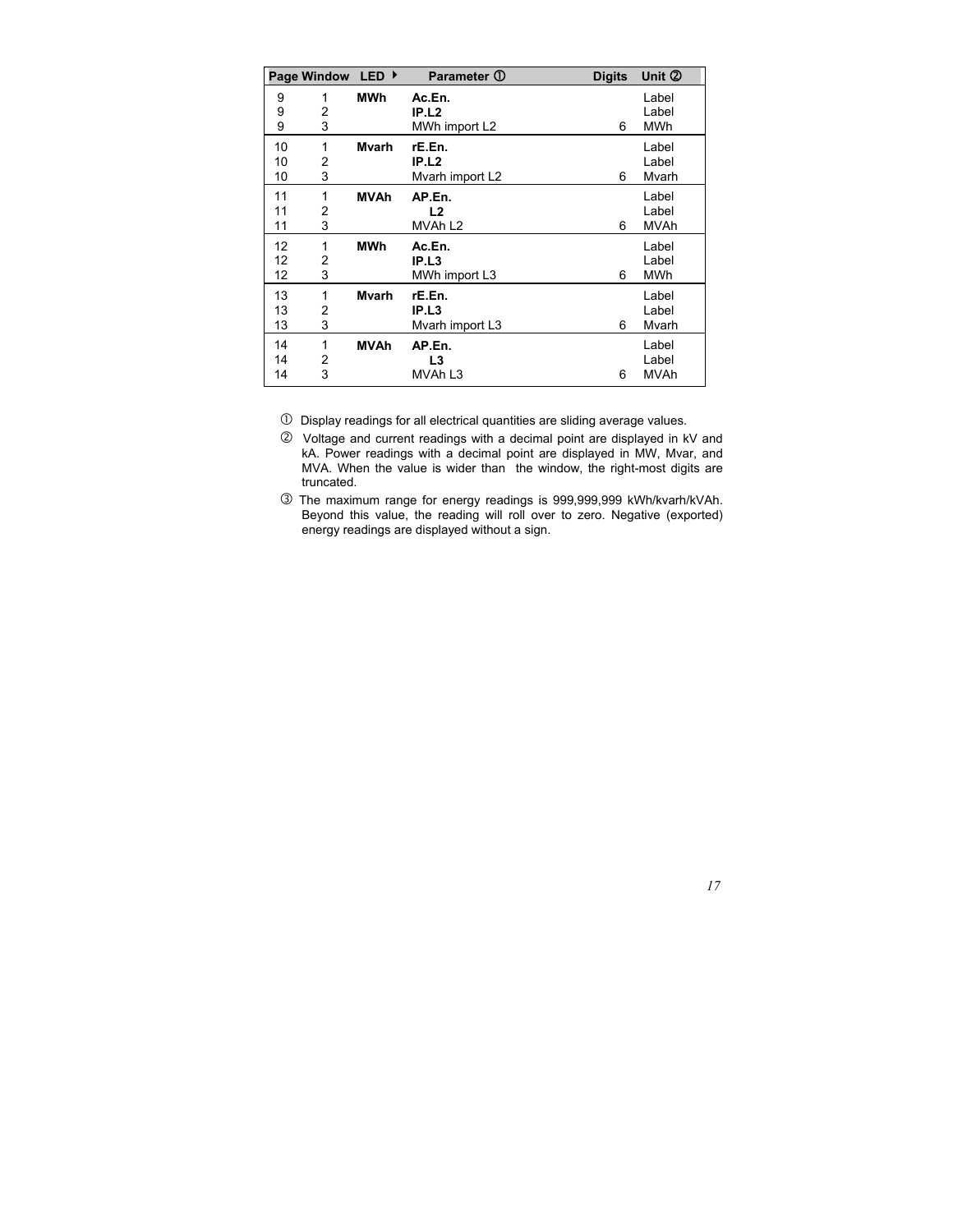| Page | Window | LED ▶ | Parameter ① | Digits | Unit ② |
|---|---|---|---|---|---|
| 9 | 1 | **MWh** | **Ac.En.** | | Label |
| 9 | 2 | | **IP.L2** | | Label |
| 9 | 3 | | MWh import L2 | 6 | MWh |
| 10 | 1 | **Mvarh** | **rE.En.** | | Label |
| 10 | 2 | | **IP.L2** | | Label |
| 10 | 3 | | Mvarh import L2 | 6 | Mvarh |
| 11 | 1 | **MVAh** | **AP.En.** | | Label |
| 11 | 2 | | **L2** | | Label |
| 11 | 3 | | MVAh L2 | 6 | MVAh |
| 12 | 1 | **MWh** | **Ac.En.** | | Label |
| 12 | 2 | | **IP.L3** | | Label |
| 12 | 3 | | MWh import L3 | 6 | MWh |
| 13 | 1 | **Mvarh** | **rE.En.** | | Label |
| 13 | 2 | | **IP.L3** | | Label |
| 13 | 3 | | Mvarh import L3 | 6 | Mvarh |
| 14 | 1 | **MVAh** | **AP.En.** | | Label |
| 14 | 2 | | **L3** | | Label |
| 14 | 3 | | MVAh L3 | 6 | MVAh |

① Display readings for all electrical quantities are sliding average values.

② Voltage and current readings with a decimal point are displayed in kV and kA. Power readings with a decimal point are displayed in MW, Mvar, and MVA. When the value is wider than the window, the right-most digits are truncated.

③ The maximum range for energy readings is 999,999,999 kWh/kvarh/kVAh. Beyond this value, the reading will roll over to zero. Negative (exported) energy readings are displayed without a sign.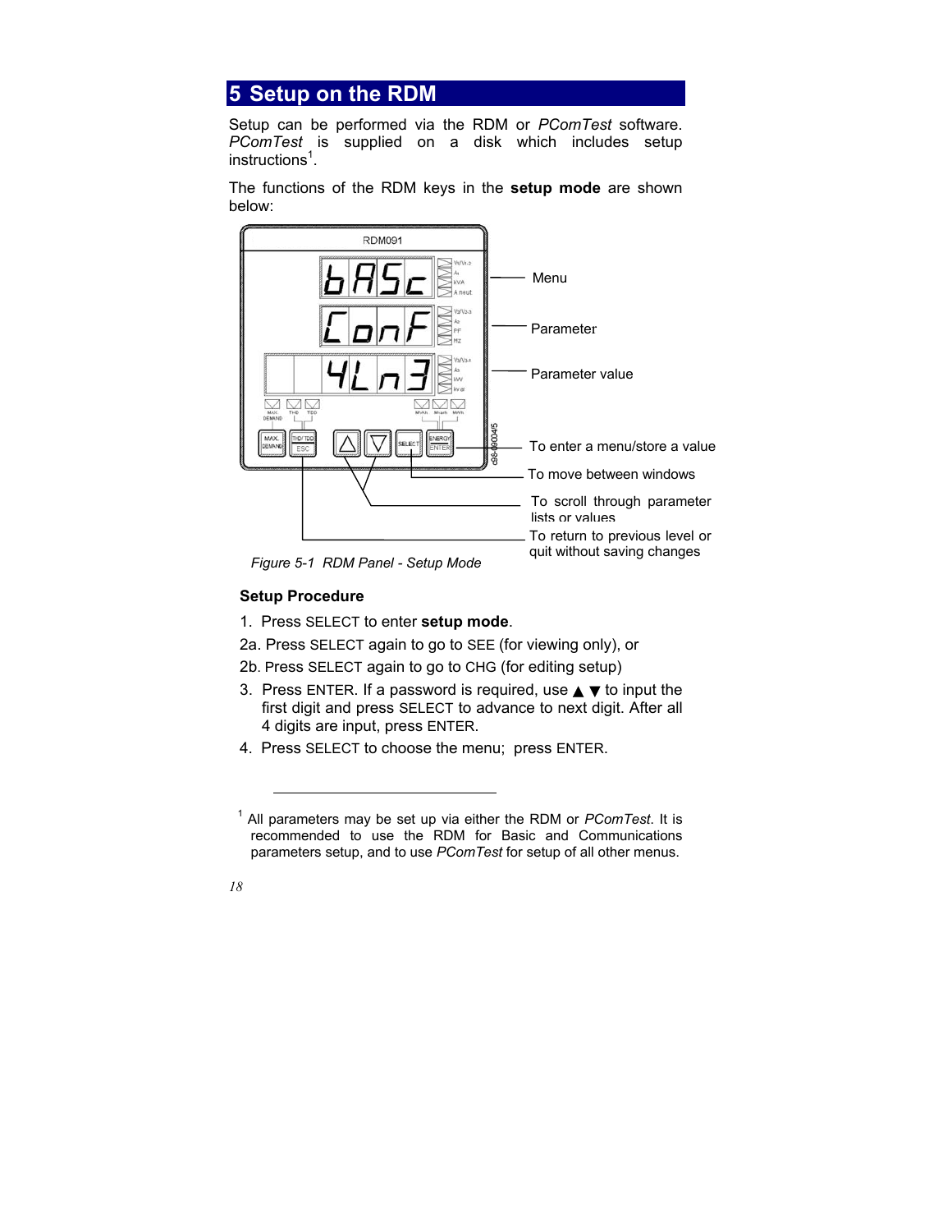# 5 Setup on the RDM

Setup can be performed via the RDM or *PComTest* software. *PComTest* is supplied on a disk which includes setup instructions[1].

The functions of the RDM keys in the **setup mode** are shown below:

Menu

Parameter

Parameter value

To enter a menu/store a value

To move between windows

To scroll through parameter lists or values

To return to previous level or quit without saving changes

*Figure 5-1 RDM Panel - Setup Mode*

### Setup Procedure

1. Press SELECT to enter **setup mode**.

2a. Press SELECT again to go to SEE (for viewing only), or

2b. Press SELECT again to go to CHG (for editing setup)

3. Press ENTER. If a password is required, use ▲ ▼ to input the first digit and press SELECT to advance to next digit. After all 4 digits are input, press ENTER.

4. Press SELECT to choose the menu; press ENTER.

---

[1] All parameters may be set up via either the RDM or *PComTest*. It is recommended to use the RDM for Basic and Communications parameters setup, and to use *PComTest* for setup of all other menus.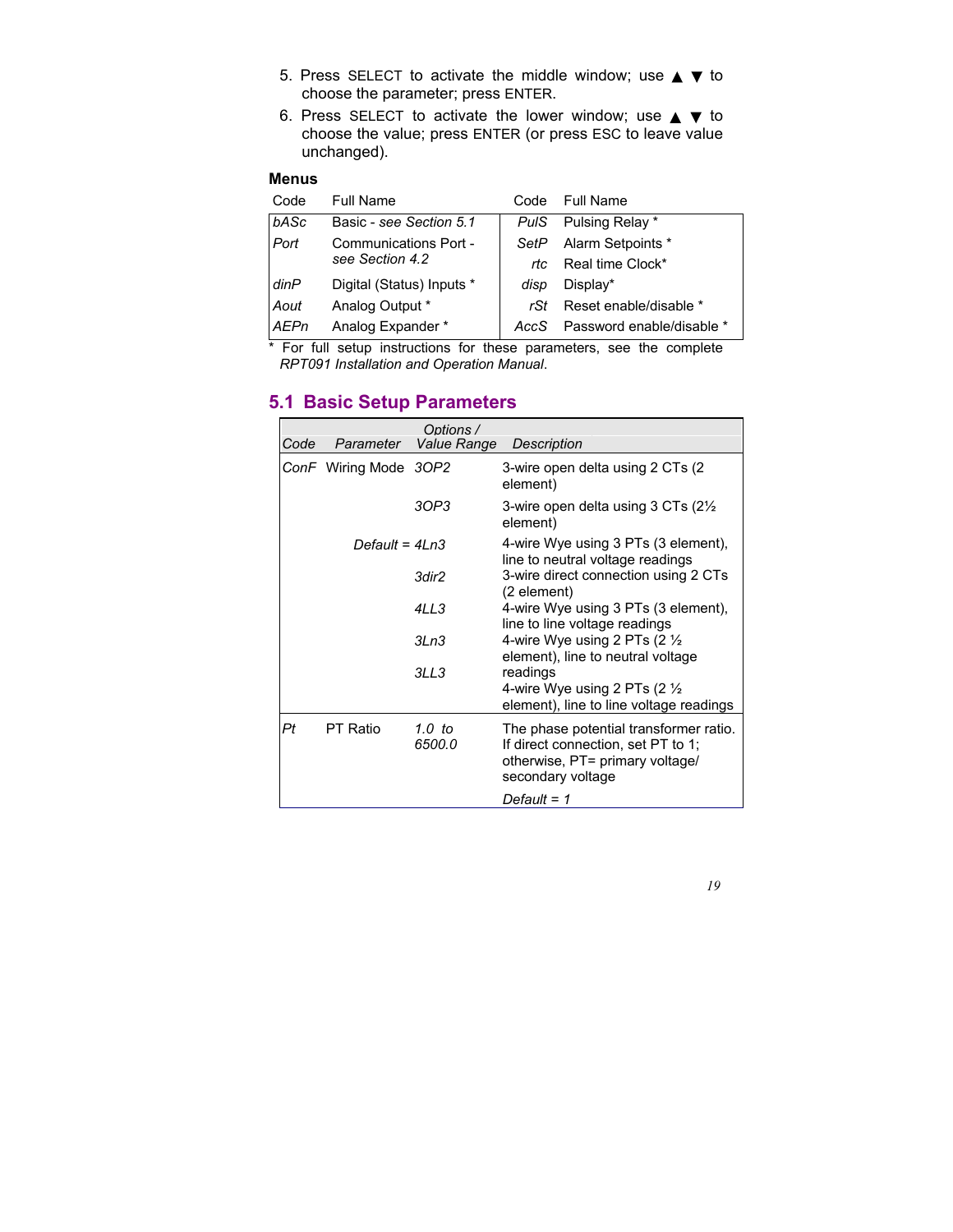5. Press SELECT to activate the middle window; use ▲ ▼ to choose the parameter; press ENTER.
6. Press SELECT to activate the lower window; use ▲ ▼ to choose the value; press ENTER (or press ESC to leave value unchanged).

**Menus**

| Code | Full Name | Code | Full Name |
|---|---|---|---|
| *bASc* | Basic - *see Section 5.1* | *PulS* | Pulsing Relay * |
| *Port* | Communications Port - *see Section 4.2* | *SetP* | Alarm Setpoints * |
| | | *rtc* | Real time Clock* |
| *dinP* | Digital (Status) Inputs * | *disp* | Display* |
| *Aout* | Analog Output * | *rSt* | Reset enable/disable * |
| *AEPn* | Analog Expander * | *AccS* | Password enable/disable * |

\* For full setup instructions for these parameters, see the complete *RPT091 Installation and Operation Manual*.

## 5.1 Basic Setup Parameters

| *Code* | *Parameter* | *Options / Value Range* | *Description* |
|---|---|---|---|
| *ConF* | Wiring Mode | *3OP2* | 3-wire open delta using 2 CTs (2 element) |
| | | *3OP3* | 3-wire open delta using 3 CTs (2½ element) |
| | | *Default = 4Ln3* | 4-wire Wye using 3 PTs (3 element), line to neutral voltage readings |
| | | *3dir2* | 3-wire direct connection using 2 CTs (2 element) |
| | | *4LL3* | 4-wire Wye using 3 PTs (3 element), line to line voltage readings |
| | | *3Ln3* | 4-wire Wye using 2 PTs (2 ½ element), line to neutral voltage readings |
| | | *3LL3* | 4-wire Wye using 2 PTs (2 ½ element), line to line voltage readings |
| *Pt* | PT Ratio | *1.0 to 6500.0* | The phase potential transformer ratio. If direct connection, set PT to 1; otherwise, PT= primary voltage/ secondary voltage<br>*Default = 1* |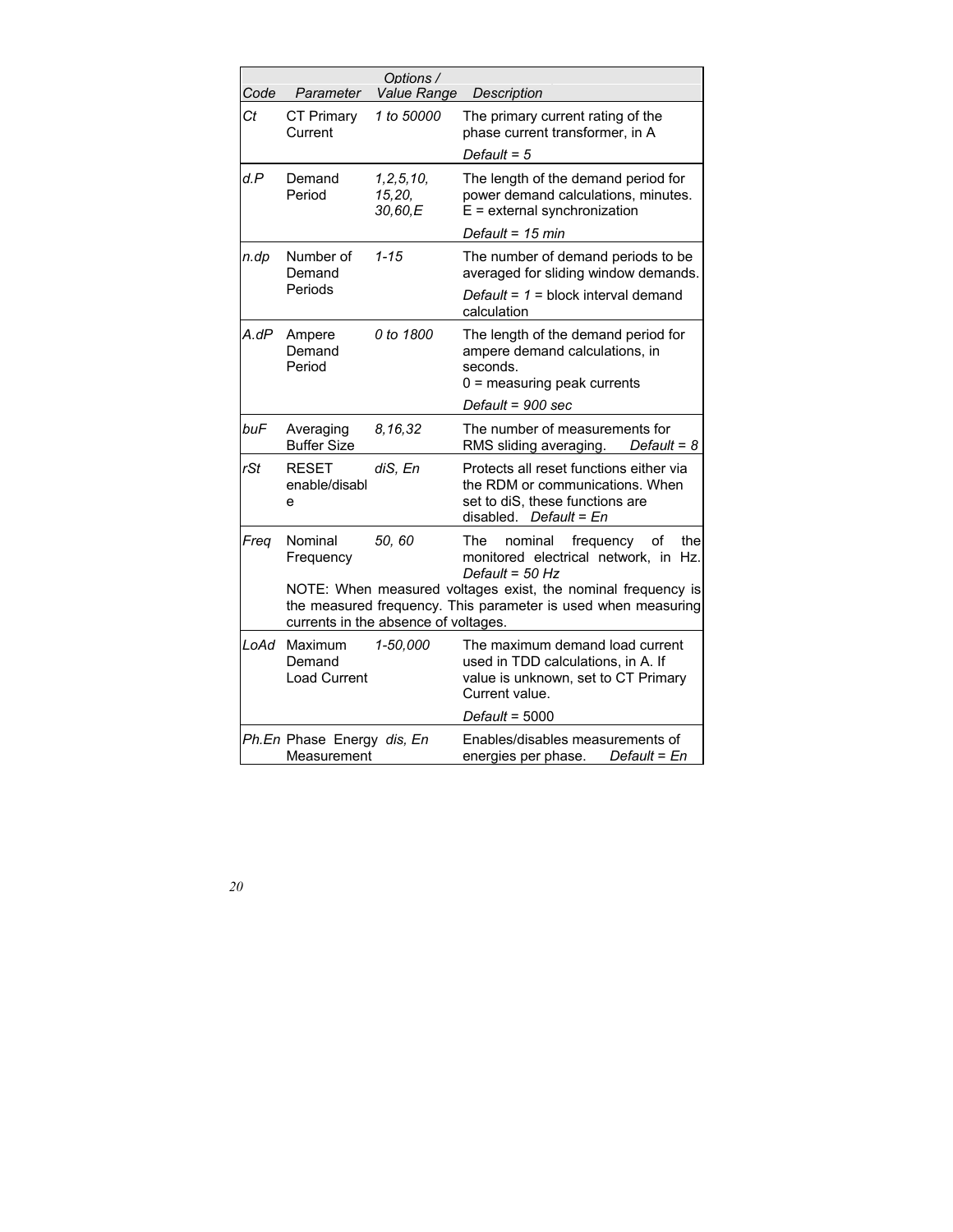| Code | Parameter | Options / Value Range | Description |
|---|---|---|---|
| *Ct* | CT Primary Current | *1 to 50000* | The primary current rating of the phase current transformer, in A<br>*Default = 5* |
| *d.P* | Demand Period | *1,2,5,10, 15,20, 30,60,E* | The length of the demand period for power demand calculations, minutes. E = external synchronization<br>*Default = 15 min* |
| *n.dp* | Number of Demand Periods | *1-15* | The number of demand periods to be averaged for sliding window demands.<br>*Default = 1* = block interval demand calculation |
| *A.dP* | Ampere Demand Period | *0 to 1800* | The length of the demand period for ampere demand calculations, in seconds.<br>0 = measuring peak currents<br>*Default = 900 sec* |
| *buF* | Averaging Buffer Size | *8,16,32* | The number of measurements for RMS sliding averaging. *Default = 8* |
| *rSt* | RESET enable/disable | *diS, En* | Protects all reset functions either via the RDM or communications. When set to diS, these functions are disabled. *Default = En* |
| *Freq* | Nominal Frequency | *50, 60* | The nominal frequency of the monitored electrical network, in Hz. *Default = 50 Hz*<br>NOTE: When measured voltages exist, the nominal frequency is the measured frequency. This parameter is used when measuring currents in the absence of voltages. |
| *LoAd* | Maximum Demand Load Current | *1-50,000* | The maximum demand load current used in TDD calculations, in A. If value is unknown, set to CT Primary Current value.<br>*Default* = 5000 |
| *Ph.En* | Phase Energy Measurement | *dis, En* | Enables/disables measurements of energies per phase. *Default = En* |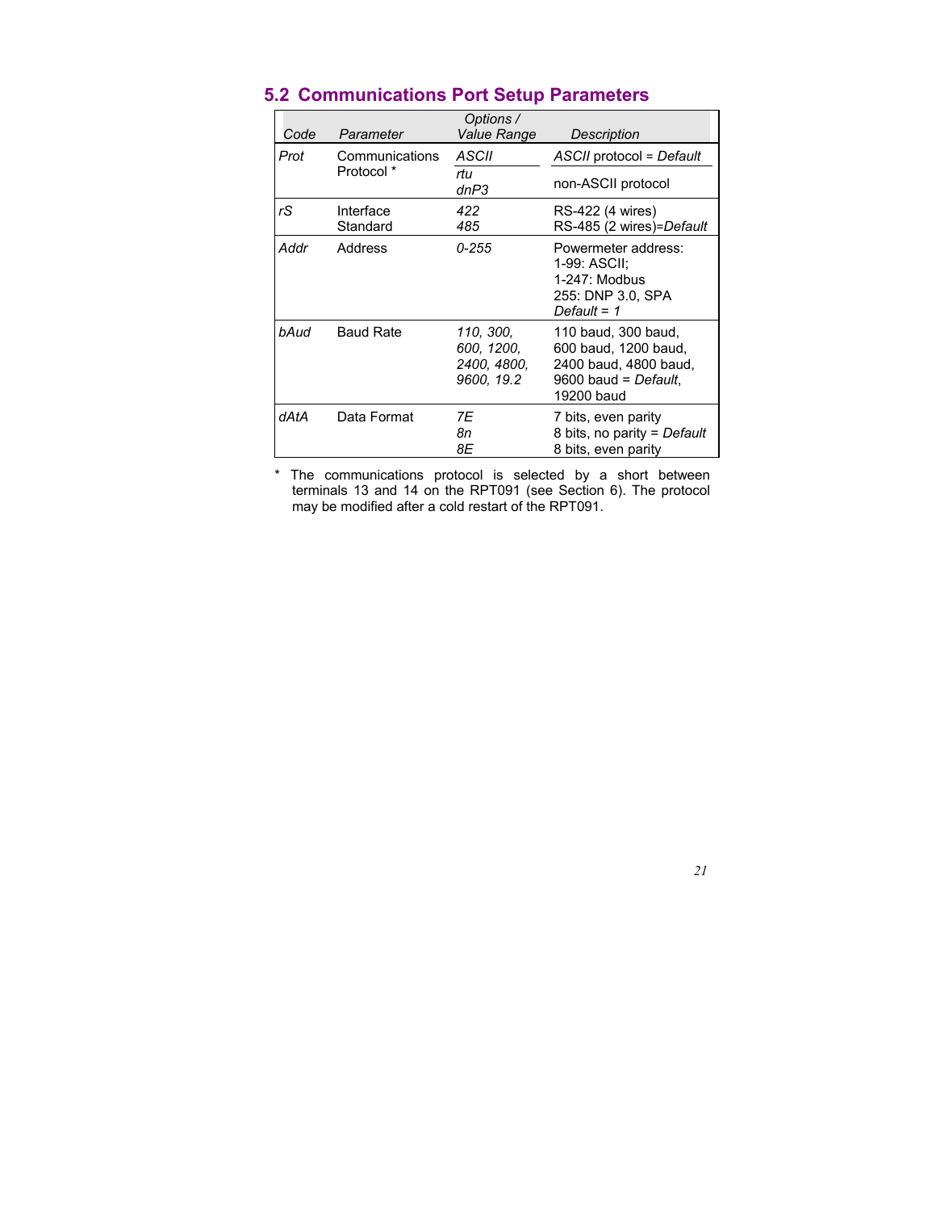## 5.2 Communications Port Setup Parameters

| *Code* | *Parameter* | *Options / Value Range* | *Description* |
|---|---|---|---|
| *Prot* | Communications Protocol * | *ASCII* | *ASCII* protocol = *Default* |
| | | *rtu* *dnP3* | non-ASCII protocol |
| *rS* | Interface Standard | *422* *485* | RS-422 (4 wires) RS-485 (2 wires)=*Default* |
| *Addr* | Address | *0-255* | Powermeter address: 1-99: ASCII; 1-247: Modbus 255: DNP 3.0, SPA *Default = 1* |
| *bAud* | Baud Rate | *110, 300, 600, 1200, 2400, 4800, 9600, 19.2* | 110 baud, 300 baud, 600 baud, 1200 baud, 2400 baud, 4800 baud, 9600 baud = *Default*, 19200 baud |
| *dAtA* | Data Format | *7E* *8n* *8E* | 7 bits, even parity 8 bits, no parity = *Default* 8 bits, even parity |

* The communications protocol is selected by a short between terminals 13 and 14 on the RPT091 (see Section 6). The protocol may be modified after a cold restart of the RPT091.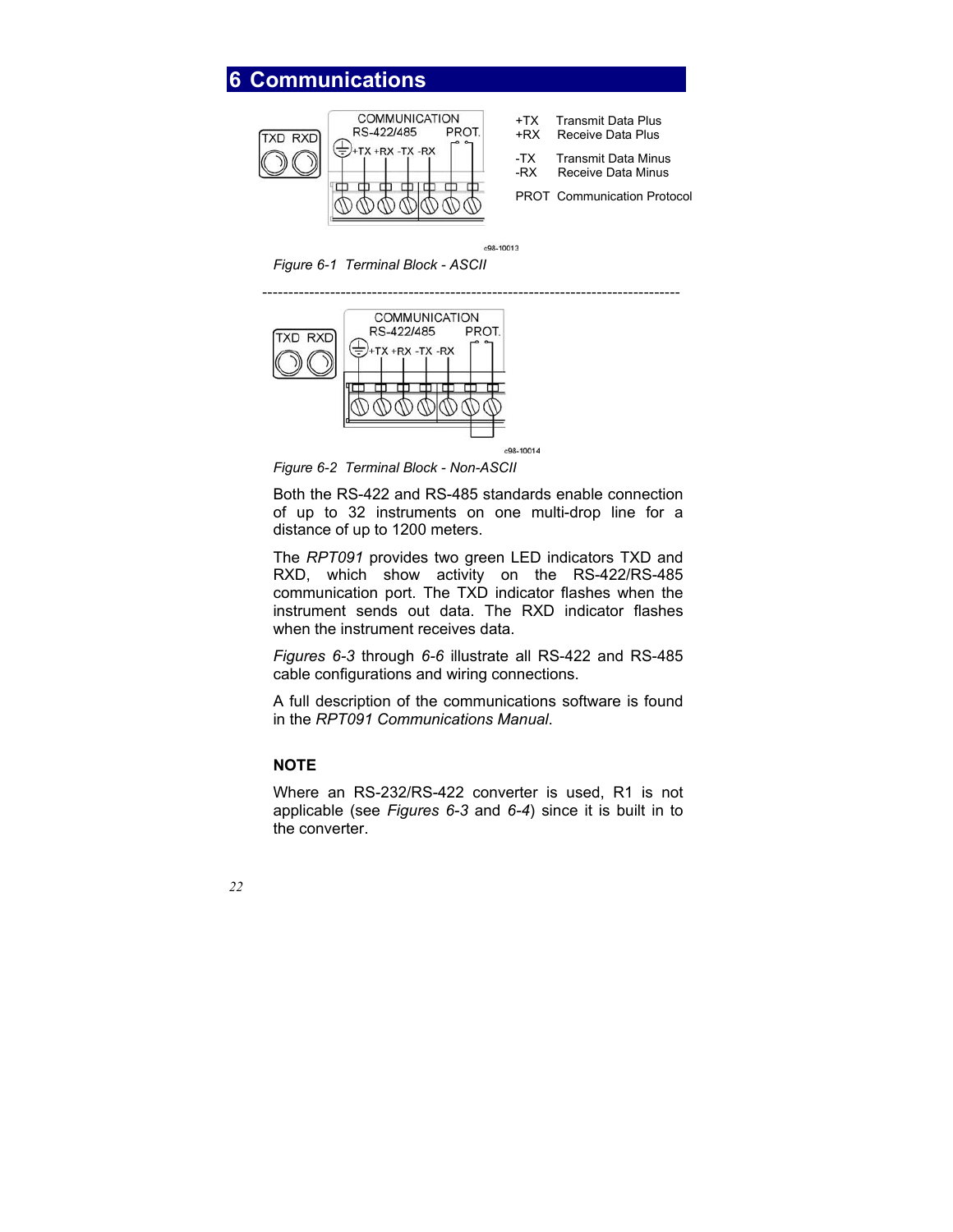# 6 Communications

+TX Transmit Data Plus
+RX Receive Data Plus

-TX Transmit Data Minus
-RX Receive Data Minus

PROT Communication Protocol

*Figure 6-1 Terminal Block - ASCII*

---

*Figure 6-2 Terminal Block - Non-ASCII*

Both the RS-422 and RS-485 standards enable connection of up to 32 instruments on one multi-drop line for a distance of up to 1200 meters.

The *RPT091* provides two green LED indicators TXD and RXD, which show activity on the RS-422/RS-485 communication port. The TXD indicator flashes when the instrument sends out data. The RXD indicator flashes when the instrument receives data.

*Figures 6-3* through *6-6* illustrate all RS-422 and RS-485 cable configurations and wiring connections.

A full description of the communications software is found in the *RPT091 Communications Manual*.

**NOTE**

Where an RS-232/RS-422 converter is used, R1 is not applicable (see *Figures 6-3* and *6-4*) since it is built in to the converter.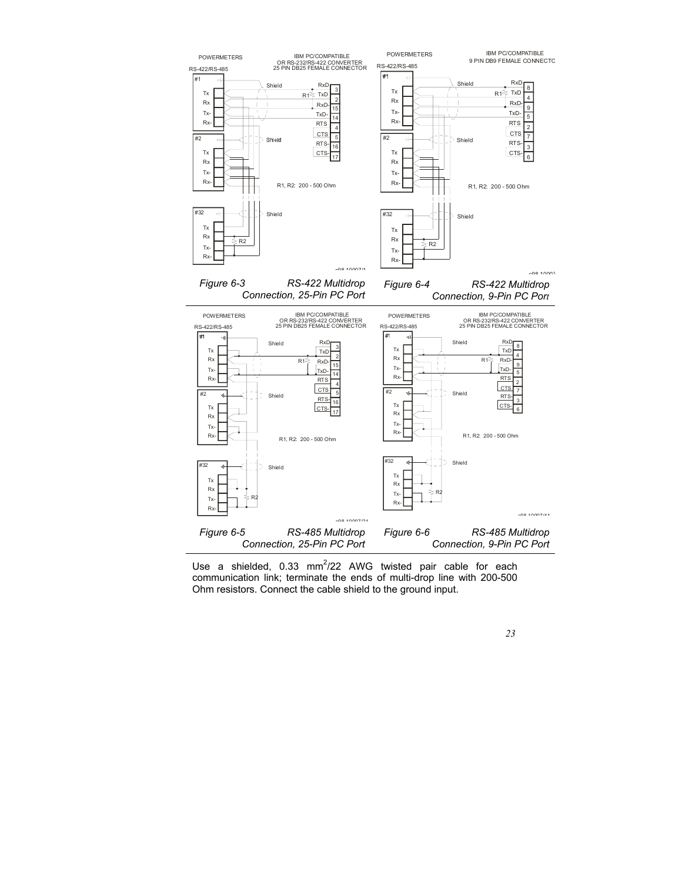*Figure 6-3 RS-422 Multidrop Connection, 25-Pin PC Port*

*Figure 6-4 RS-422 Multidrop Connection, 9-Pin PC Port*

*Figure 6-5 RS-485 Multidrop Connection, 25-Pin PC Port*

*Figure 6-6 RS-485 Multidrop Connection, 9-Pin PC Port*

Use a shielded, 0.33 $mm^2$/22 AWG twisted pair cable for each communication link; terminate the ends of multi-drop line with 200-500 Ohm resistors. Connect the cable shield to the ground input.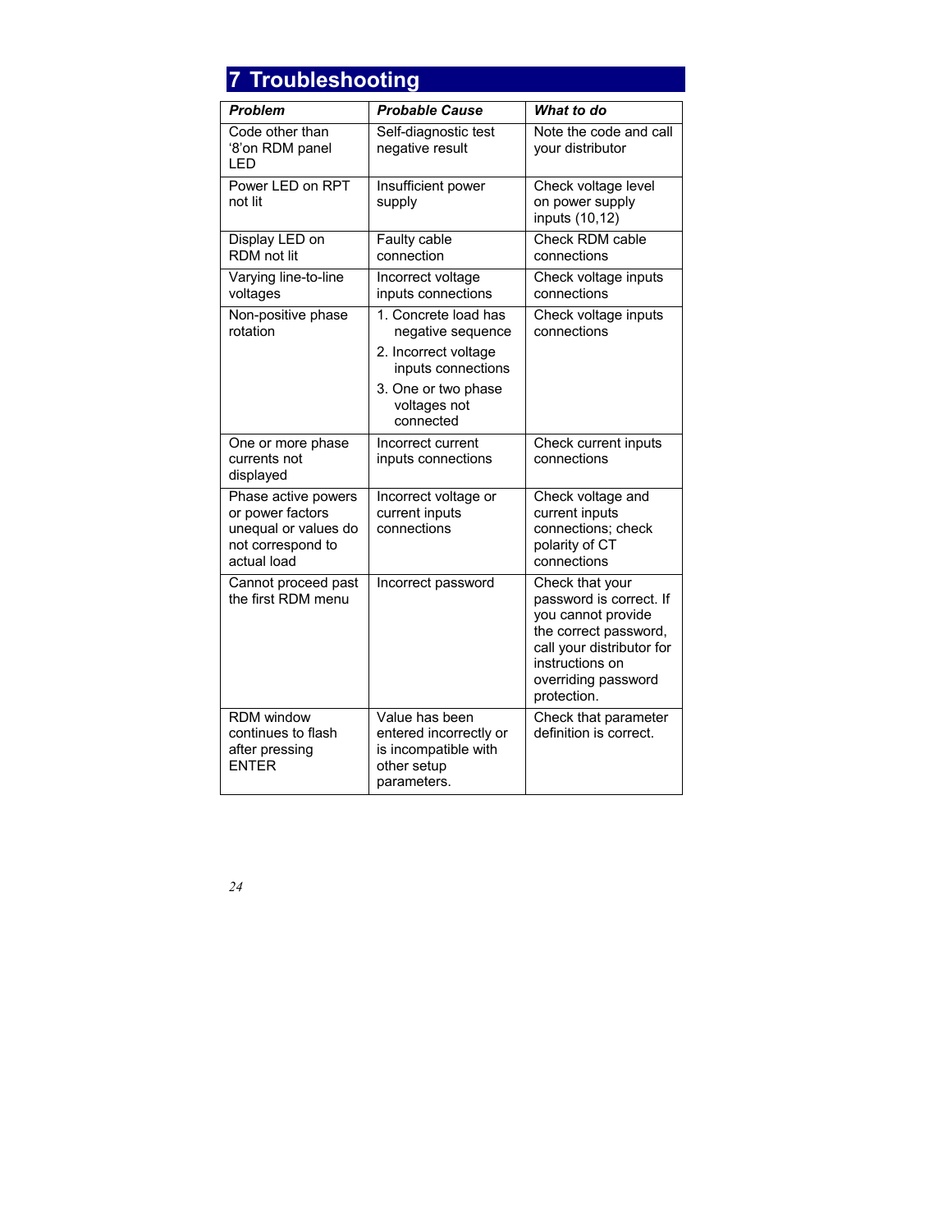# 7 Troubleshooting

| ***Problem*** | ***Probable Cause*** | ***What to do*** |
|---|---|---|
| Code other than '8'on RDM panel LED | Self-diagnostic test negative result | Note the code and call your distributor |
| Power LED on RPT not lit | Insufficient power supply | Check voltage level on power supply inputs (10,12) |
| Display LED on RDM not lit | Faulty cable connection | Check RDM cable connections |
| Varying line-to-line voltages | Incorrect voltage inputs connections | Check voltage inputs connections |
| Non-positive phase rotation | 1. Concrete load has negative sequence<br>2. Incorrect voltage inputs connections<br>3. One or two phase voltages not connected | Check voltage inputs connections |
| One or more phase currents not displayed | Incorrect current inputs connections | Check current inputs connections |
| Phase active powers or power factors unequal or values do not correspond to actual load | Incorrect voltage or current inputs connections | Check voltage and current inputs connections; check polarity of CT connections |
| Cannot proceed past the first RDM menu | Incorrect password | Check that your password is correct. If you cannot provide the correct password, call your distributor for instructions on overriding password protection. |
| RDM window continues to flash after pressing ENTER | Value has been entered incorrectly or is incompatible with other setup parameters. | Check that parameter definition is correct. |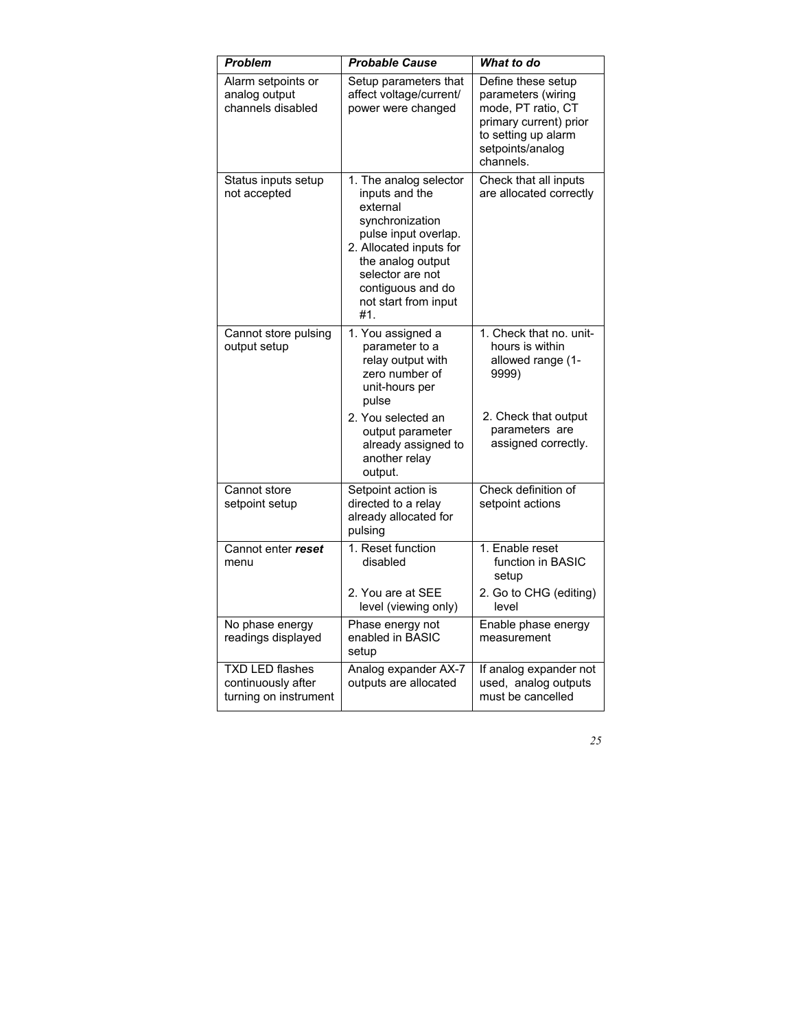| ***Problem*** | ***Probable Cause*** | ***What to do*** |
| --- | --- | --- |
| Alarm setpoints or analog output channels disabled | Setup parameters that affect voltage/current/ power were changed | Define these setup parameters (wiring mode, PT ratio, CT primary current) prior to setting up alarm setpoints/analog channels. |
| Status inputs setup not accepted | 1. The analog selector inputs and the external synchronization pulse input overlap. 2. Allocated inputs for the analog output selector are not contiguous and do not start from input #1. | Check that all inputs are allocated correctly |
| Cannot store pulsing output setup | 1. You assigned a parameter to a relay output with zero number of unit-hours per pulse 2. You selected an output parameter already assigned to another relay output. | 1. Check that no. unit-hours is within allowed range (1-9999) 2. Check that output parameters are assigned correctly. |
| Cannot store setpoint setup | Setpoint action is directed to a relay already allocated for pulsing | Check definition of setpoint actions |
| Cannot enter ***reset*** menu | 1. Reset function disabled 2. You are at SEE level (viewing only) | 1. Enable reset function in BASIC setup 2. Go to CHG (editing) level |
| No phase energy readings displayed | Phase energy not enabled in BASIC setup | Enable phase energy measurement |
| TXD LED flashes continuously after turning on instrument | Analog expander AX-7 outputs are allocated | If analog expander not used, analog outputs must be cancelled |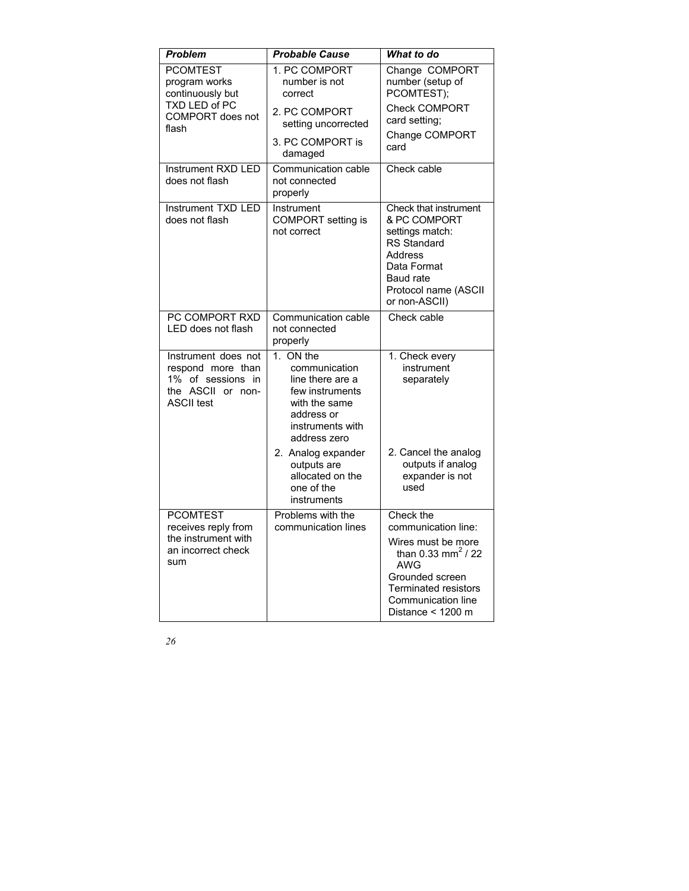| ***Problem*** | ***Probable Cause*** | ***What to do*** |
|---|---|---|
| PCOMTEST program works continuously but TXD LED of PC COMPORT does not flash | 1. PC COMPORT number is not correct<br>2. PC COMPORT setting uncorrected<br>3. PC COMPORT is damaged | Change COMPORT number (setup of PCOMTEST);<br>Check COMPORT card setting;<br>Change COMPORT card |
| Instrument RXD LED does not flash | Communication cable not connected properly | Check cable |
| Instrument TXD LED does not flash | Instrument COMPORT setting is not correct | Check that instrument & PC COMPORT settings match:<br>RS Standard<br>Address<br>Data Format<br>Baud rate<br>Protocol name (ASCII or non-ASCII) |
| PC COMPORT RXD LED does not flash | Communication cable not connected properly | Check cable |
| Instrument does not respond more than 1% of sessions in the ASCII or non-ASCII test | 1. ON the communication line there are a few instruments with the same address or instruments with address zero<br>2. Analog expander outputs are allocated on the one of the instruments | 1. Check every instrument separately<br>2. Cancel the analog outputs if analog expander is not used |
| PCOMTEST receives reply from the instrument with an incorrect check sum | Problems with the communication lines | Check the communication line:<br>Wires must be more than 0.33 $mm^2$ / 22 AWG<br>Grounded screen<br>Terminated resistors<br>Communication line Distance < 1200 m |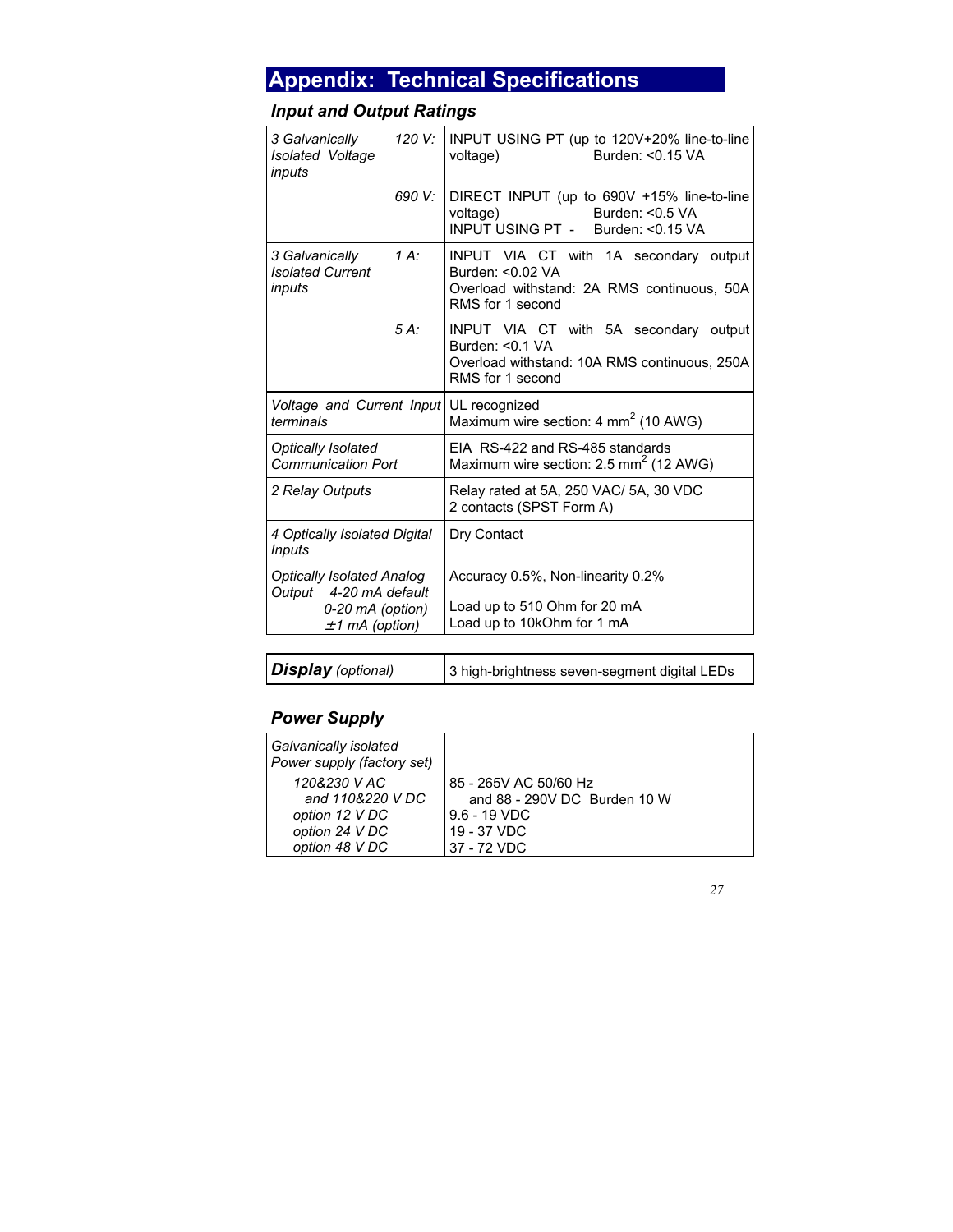# Appendix: Technical Specifications

## *Input and Output Ratings*

| | | |
|---|---|---|
| *3 Galvanically Isolated Voltage inputs* | *120 V:* | INPUT USING PT (up to 120V+20% line-to-line voltage) Burden: <0.15 VA |
| | *690 V:* | DIRECT INPUT (up to 690V +15% line-to-line voltage) Burden: <0.5 VA<br>INPUT USING PT - Burden: <0.15 VA |
| *3 Galvanically Isolated Current inputs* | *1 A:* | INPUT VIA CT with 1A secondary output Burden: <0.02 VA<br>Overload withstand: 2A RMS continuous, 50A RMS for 1 second |
| | *5 A:* | INPUT VIA CT with 5A secondary output Burden: <0.1 VA<br>Overload withstand: 10A RMS continuous, 250A RMS for 1 second |
| *Voltage and Current Input terminals* | | UL recognized<br>Maximum wire section: 4 $mm^2$ (10 AWG) |
| *Optically Isolated Communication Port* | | EIA RS-422 and RS-485 standards<br>Maximum wire section: 2.5 $mm^2$ (12 AWG) |
| *2 Relay Outputs* | | Relay rated at 5A, 250 VAC/ 5A, 30 VDC<br>2 contacts (SPST Form A) |
| *4 Optically Isolated Digital Inputs* | | Dry Contact |
| *Optically Isolated Analog Output 4-20 mA default<br>0-20 mA (option)<br>±1 mA (option)* | | Accuracy 0.5%, Non-linearity 0.2%<br>Load up to 510 Ohm for 20 mA<br>Load up to 10kOhm for 1 mA |

| | |
|---|---|
| ***Display** (optional)* | 3 high-brightness seven-segment digital LEDs |

## *Power Supply*

| | |
|---|---|
| *Galvanically isolated Power supply (factory set)* | |
| *120&230 V AC and 110&220 V DC* | 85 - 265V AC 50/60 Hz and 88 - 290V DC Burden 10 W |
| *option 12 V DC* | 9.6 - 19 VDC |
| *option 24 V DC* | 19 - 37 VDC |
| *option 48 V DC* | 37 - 72 VDC |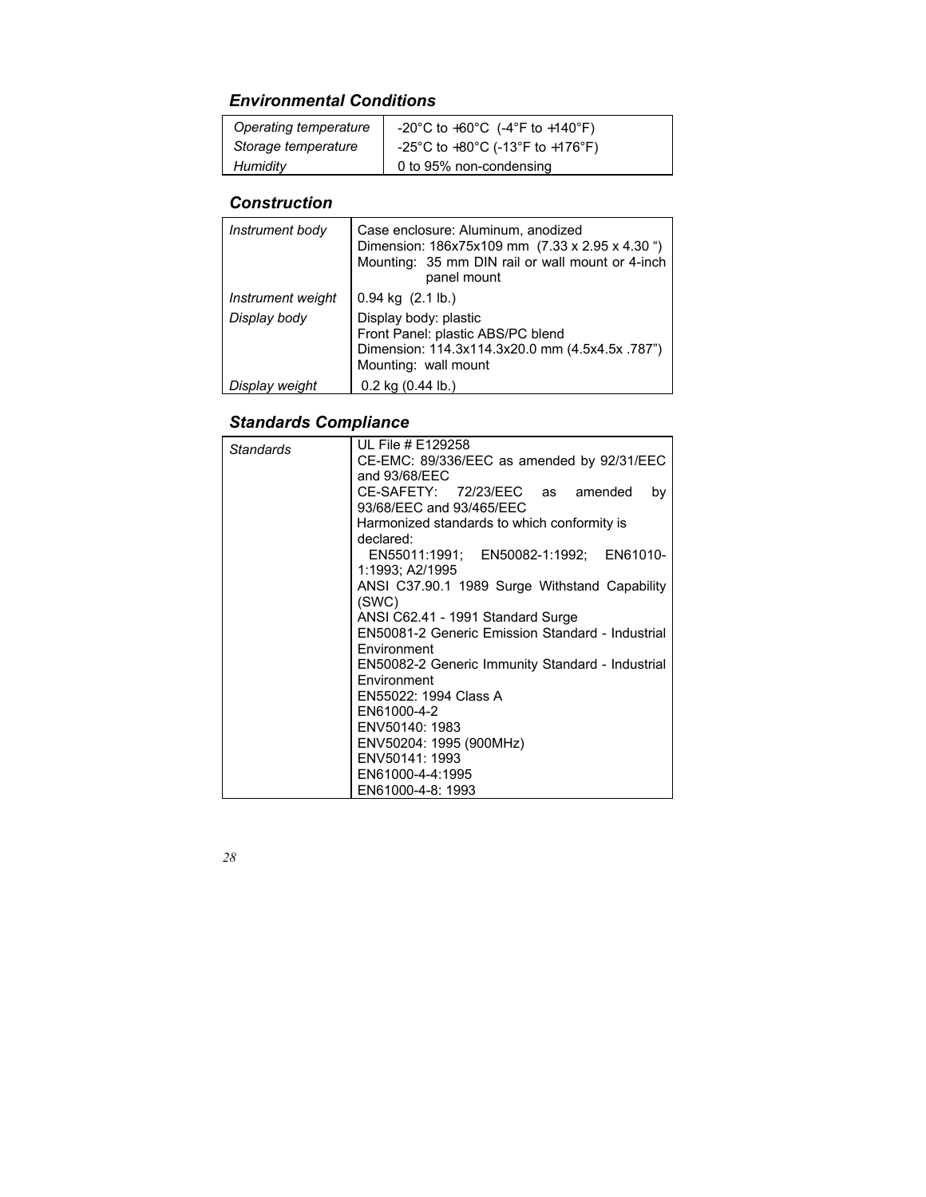### *Environmental Conditions*

| *Operating temperature* | -20°C to +60°C (-4°F to +140°F) |
|---|---|
| *Storage temperature* | -25°C to +80°C (-13°F to +176°F) |
| *Humidity* | 0 to 95% non-condensing |

### *Construction*

| *Instrument body* | Case enclosure: Aluminum, anodized<br>Dimension: 186x75x109 mm (7.33 x 2.95 x 4.30 ")<br>Mounting: 35 mm DIN rail or wall mount or 4-inch panel mount |
|---|---|
| *Instrument weight* | 0.94 kg (2.1 lb.) |
| *Display body* | Display body: plastic<br>Front Panel: plastic ABS/PC blend<br>Dimension: 114.3x114.3x20.0 mm (4.5x4.5x .787")<br>Mounting: wall mount |
| *Display weight* | 0.2 kg (0.44 lb.) |

### *Standards Compliance*

| *Standards* | UL File # E129258<br>CE-EMC: 89/336/EEC as amended by 92/31/EEC and 93/68/EEC<br>CE-SAFETY: 72/23/EEC as amended by 93/68/EEC and 93/465/EEC<br>Harmonized standards to which conformity is declared:<br>EN55011:1991; EN50082-1:1992; EN61010-1:1993; A2/1995<br>ANSI C37.90.1 1989 Surge Withstand Capability (SWC)<br>ANSI C62.41 - 1991 Standard Surge<br>EN50081-2 Generic Emission Standard - Industrial Environment<br>EN50082-2 Generic Immunity Standard - Industrial Environment<br>EN55022: 1994 Class A<br>EN61000-4-2<br>ENV50140: 1983<br>ENV50204: 1995 (900MHz)<br>ENV50141: 1993<br>EN61000-4-4:1995<br>EN61000-4-8: 1993 |
|---|---|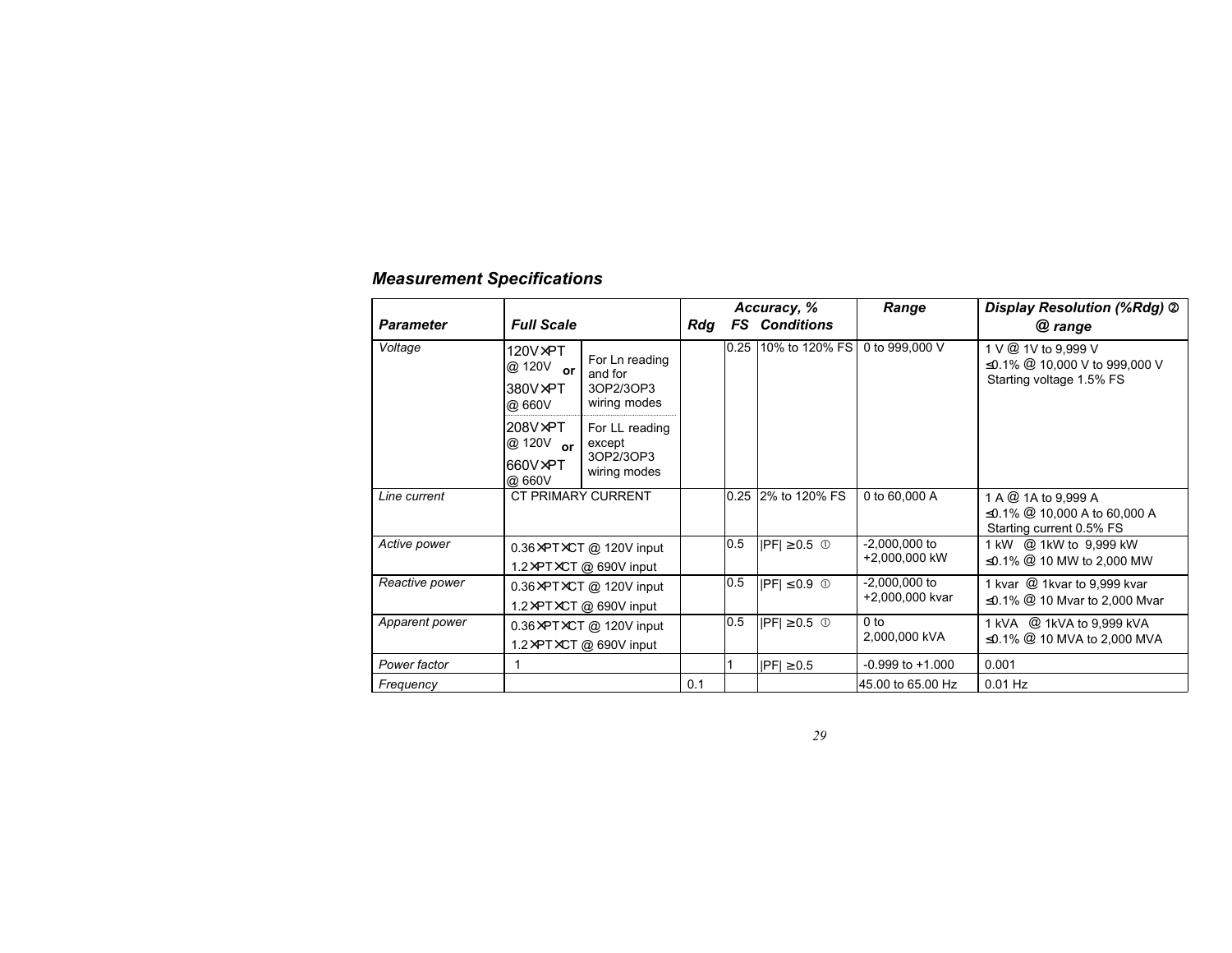## *Measurement Specifications*

| *Parameter* | *Full Scale* | | Accuracy, % | | | *Range* | *Display Resolution (%Rdg)* ➁ |
|---|---|---|---|---|---|---|---|
| | | | *Rdg* | *FS* | *Conditions* | | *@ range* |
| *Voltage* | 120V×PT @ 120V **or** 380V×PT @ 660V | For Ln reading and for 3OP2/3OP3 wiring modes | | 0.25 | 10% to 120% FS | 0 to 999,000 V | 1 V @ 1V to 9,999 V<br>≤0.1% @ 10,000 V to 999,000 V<br>Starting voltage 1.5% FS |
| | 208V×PT @ 120V **or** 660V×PT @ 660V | For LL reading except 3OP2/3OP3 wiring modes | | | | | |
| *Line current* | CT PRIMARY CURRENT | | | 0.25 | 2% to 120% FS | 0 to 60,000 A | 1 A @ 1A to 9,999 A<br>≤0.1% @ 10,000 A to 60,000 A<br>Starting current 0.5% FS |
| *Active power* | 0.36×PT×CT @ 120V input<br>1.2×PT×CT @ 690V input | | | 0.5 | \|PF\| ≥0.5 ➀ | -2,000,000 to +2,000,000 kW | 1 kW @ 1kW to 9,999 kW<br>≤0.1% @ 10 MW to 2,000 MW |
| *Reactive power* | 0.36×PT×CT @ 120V input<br>1.2×PT×CT @ 690V input | | | 0.5 | \|PF\| ≤0.9 ➀ | -2,000,000 to +2,000,000 kvar | 1 kvar @ 1kvar to 9,999 kvar<br>≤0.1% @ 10 Mvar to 2,000 Mvar |
| *Apparent power* | 0.36×PT×CT @ 120V input<br>1.2×PT×CT @ 690V input | | | 0.5 | \|PF\| ≥0.5 ➀ | 0 to 2,000,000 kVA | 1 kVA @ 1kVA to 9,999 kVA<br>≤0.1% @ 10 MVA to 2,000 MVA |
| *Power factor* | 1 | | | 1 | \|PF\| ≥0.5 | -0.999 to +1.000 | 0.001 |
| *Frequency* | | | 0.1 | | | 45.00 to 65.00 Hz | 0.01 Hz |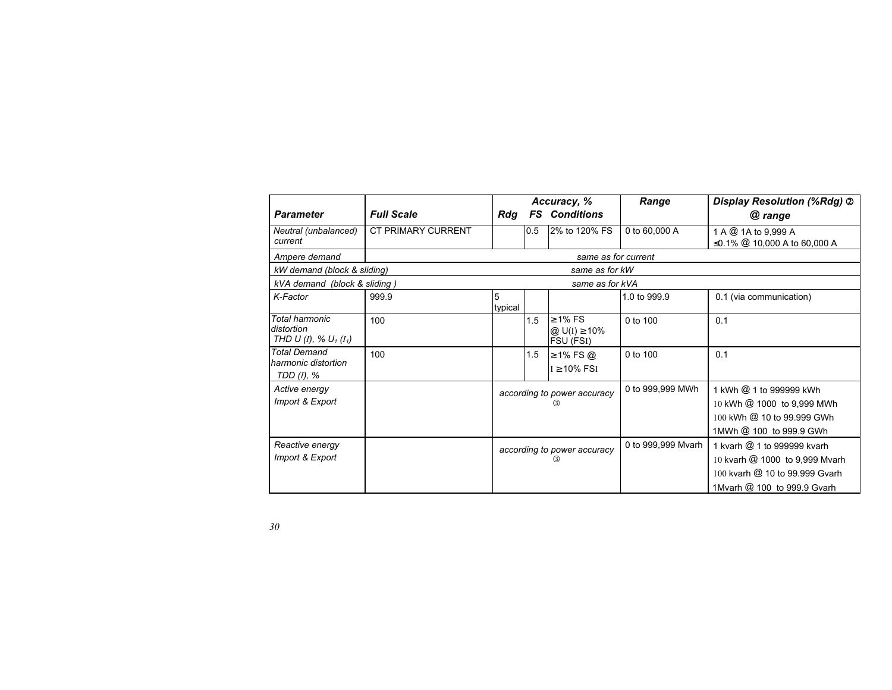| *Parameter* | *Full Scale* | *Accuracy, %* | | | *Range* | *Display Resolution (%Rdg) ②* |
|---|---|---|---|---|---|---|
| | | *Rdg* | *FS* | *Conditions* | | *@ range* |
| *Neutral (unbalanced) current* | CT PRIMARY CURRENT | | 0.5 | 2% to 120% FS | 0 to 60,000 A | 1 A @ 1A to 9,999 A<br>≤0.1% @ 10,000 A to 60,000 A |
| *Ampere demand* | *same as for current* | | | | | |
| *kW demand (block & sliding)* | *same as for kW* | | | | | |
| *kVA demand (block & sliding )* | *same as for kVA* | | | | | |
| *K-Factor* | 999.9 | 5 typical | | | 1.0 to 999.9 | 0.1 (via communication) |
| *Total harmonic distortion THD U (I), % $U_1$ ($I_1$)* | 100 | | 1.5 | ≥1% FS @ U(I) ≥10% FSU (FSI) | 0 to 100 | 0.1 |
| *Total Demand harmonic distortion TDD (I), %* | 100 | | 1.5 | ≥1% FS @ I ≥10% FSI | 0 to 100 | 0.1 |
| *Active energy Import & Export* | | *according to power accuracy* ③ | | | 0 to 999,999 MWh | 1 kWh @ 1 to 999999 kWh<br>10 kWh @ 1000 to 9,999 MWh<br>100 kWh @ 10 to 99.999 GWh<br>1MWh @ 100 to 999.9 GWh |
| *Reactive energy Import & Export* | | *according to power accuracy* ③ | | | 0 to 999,999 Mvarh | 1 kvarh @ 1 to 999999 kvarh<br>10 kvarh @ 1000 to 9,999 Mvarh<br>100 kvarh @ 10 to 99.999 Gvarh<br>1Mvarh @ 100 to 999.9 Gvarh |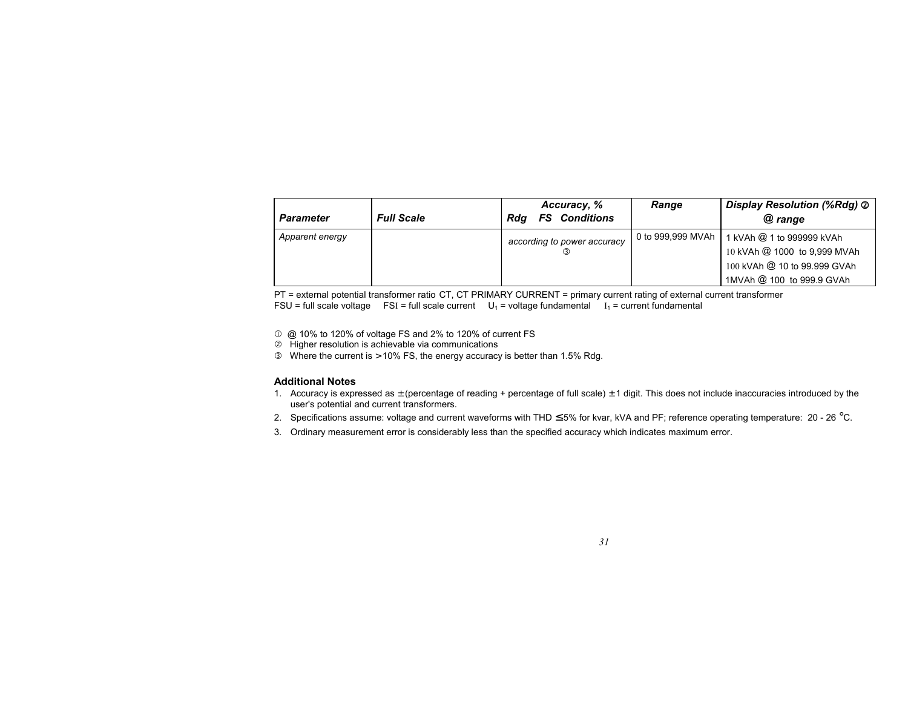| *Parameter* | *Full Scale* | *Accuracy, %* <br> *Rdg FS Conditions* | *Range* | *Display Resolution (%Rdg)* ② <br> *@ range* |
|---|---|---|---|---|
| *Apparent energy* | | *according to power accuracy* ③ | 0 to 999,999 MVAh | 1 kVAh @ 1 to 999999 kVAh <br> 10 kVAh @ 1000 to 9,999 MVAh <br> 100 kVAh @ 10 to 99.999 GVAh <br> 1MVAh @ 100 to 999.9 GVAh |

PT = external potential transformer ratio CT, CT PRIMARY CURRENT = primary current rating of external current transformer
FSU = full scale voltage FSI = full scale current $U_1$ = voltage fundamental $I_1$ = current fundamental

① @ 10% to 120% of voltage FS and 2% to 120% of current FS
② Higher resolution is achievable via communications
③ Where the current is >10% FS, the energy accuracy is better than 1.5% Rdg.

**Additional Notes**

1. Accuracy is expressed as ±(percentage of reading + percentage of full scale) ±1 digit. This does not include inaccuracies introduced by the user's potential and current transformers.
2. Specifications assume: voltage and current waveforms with THD ≤5% for kvar, kVA and PF; reference operating temperature: 20 - 26 °C.
3. Ordinary measurement error is considerably less than the specified accuracy which indicates maximum error.